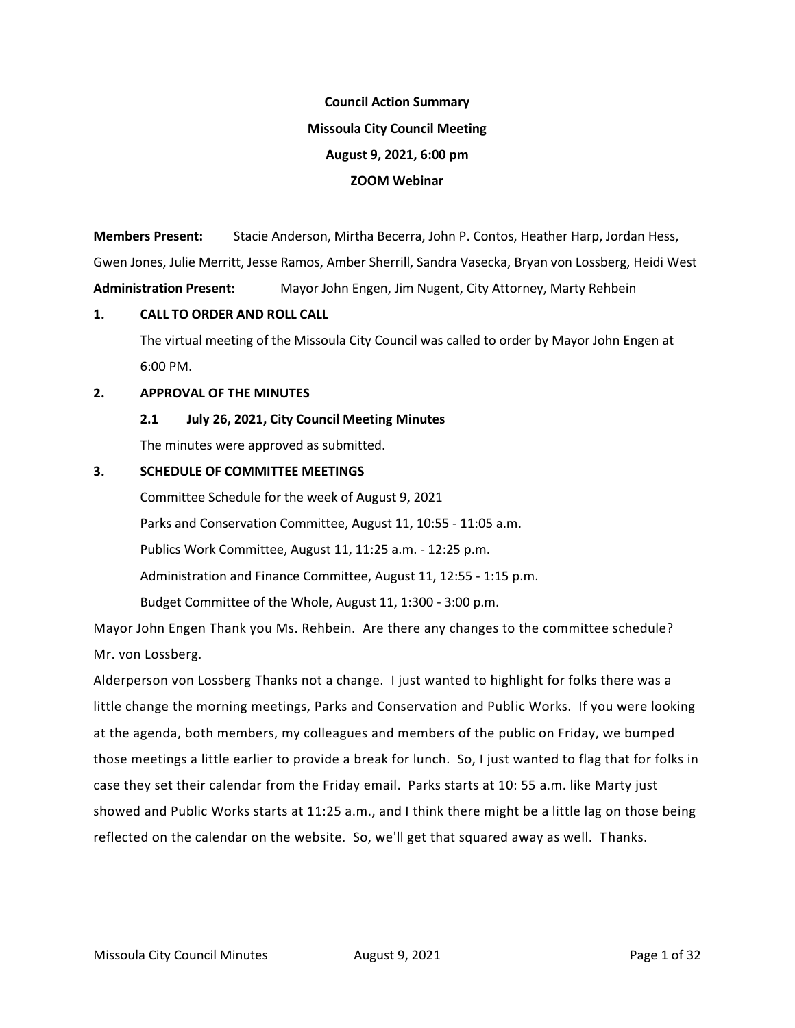**Council Action Summary**

**Missoula City Council Meeting**

**August 9, 2021, 6:00 pm**

**ZOOM Webinar**

**Members Present:** Stacie Anderson, Mirtha Becerra, John P. Contos, Heather Harp, Jordan Hess, Gwen Jones, Julie Merritt, Jesse Ramos, Amber Sherrill, Sandra Vasecka, Bryan von Lossberg, Heidi West

**Administration Present:** Mayor John Engen, Jim Nugent, City Attorney, Marty Rehbein

## 1. CALL TO ORDER AND ROLL CALL

The virtual meeting of the Missoula City Council was called to order by Mayor John Engen at 6:00 PM.

## 2. APPROVAL OF THE MINUTES

### 2.1 July 26, 2021, City Council Meeting Minutes

The minutes were approved as submitted.

## 3. SCHEDULE OF COMMITTEE MEETINGS

Committee Schedule for the week of August 9, 2021

Parks and Conservation Committee, August 11, 10:55 - 11:05 a.m.

Publics Work Committee, August 11, 11:25 a.m. - 12:25 p.m.

Administration and Finance Committee, August 11, 12:55 - 1:15 p.m.

Budget Committee of the Whole, August 11, 1:300 - 3:00 p.m.

Mayor John Engen Thank you Ms. Rehbein. Are there any changes to the committee schedule? Mr. von Lossberg.

Alderperson von Lossberg Thanks not a change. I just wanted to highlight for folks there was a little change the morning meetings, Parks and Conservation and Public Works. If you were looking at the agenda, both members, my colleagues and members of the public on Friday, we bumped those meetings a little earlier to provide a break for lunch. So, I just wanted to flag that for folks in case they set their calendar from the Friday email. Parks starts at 10: 55 a.m. like Marty just showed and Public Works starts at 11:25 a.m., and I think there might be a little lag on those being reflected on the calendar on the website. So, we'll get that squared away as well. Thanks.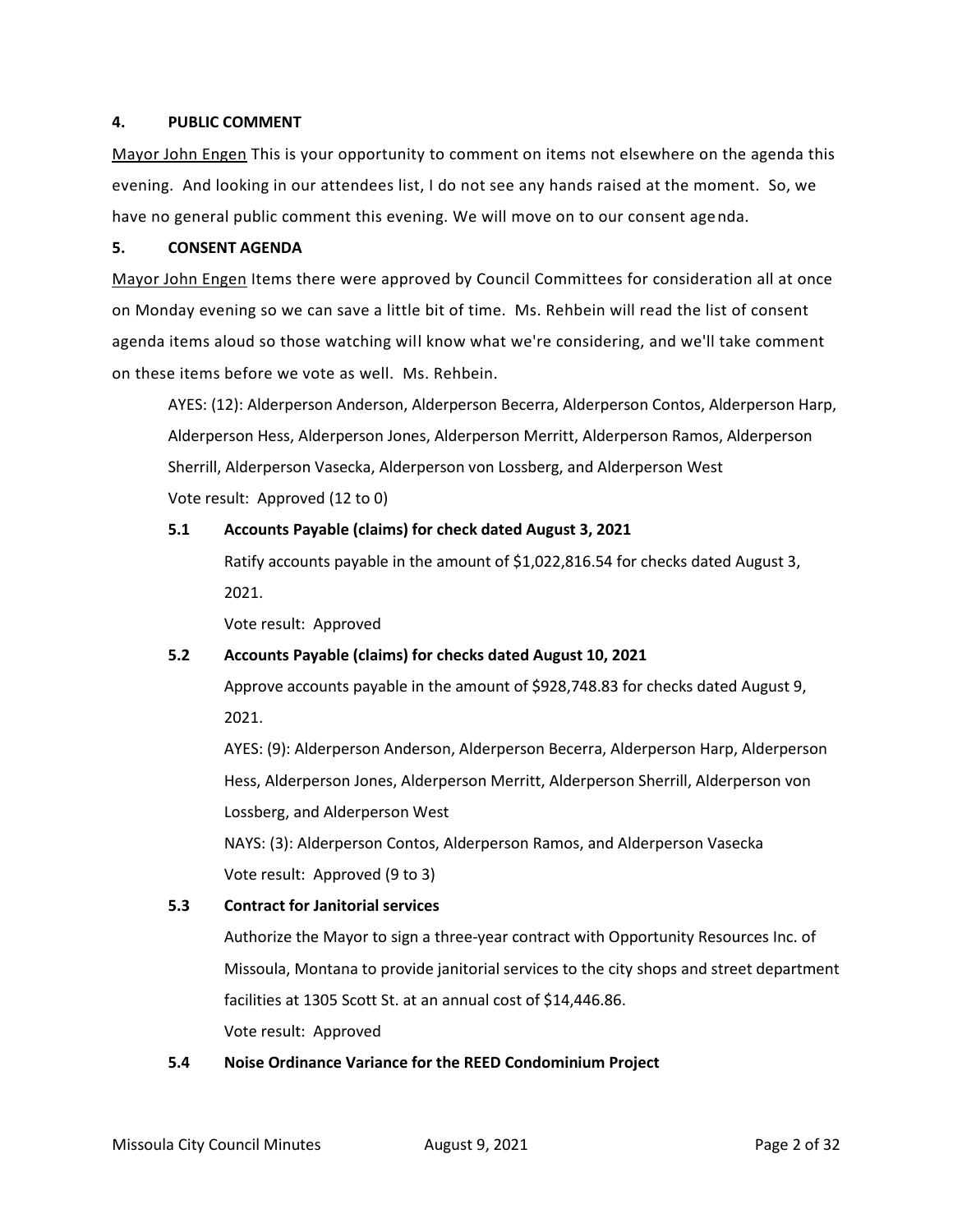## 4. PUBLIC COMMENT

Mayor John Engen This is your opportunity to comment on items not elsewhere on the agenda this evening. And looking in our attendees list, I do not see any hands raised at the moment. So, we have no general public comment this evening. We will move on to our consent agenda.

## 5. CONSENT AGENDA

Mayor John Engen Items there were approved by Council Committees for consideration all at once on Monday evening so we can save a little bit of time. Ms. Rehbein will read the list of consent agenda items aloud so those watching will know what we're considering, and we'll take comment on these items before we vote as well. Ms. Rehbein.

AYES: (12): Alderperson Anderson, Alderperson Becerra, Alderperson Contos, Alderperson Harp, Alderperson Hess, Alderperson Jones, Alderperson Merritt, Alderperson Ramos, Alderperson Sherrill, Alderperson Vasecka, Alderperson von Lossberg, and Alderperson West

Vote result: Approved (12 to 0)

### 5.1 Accounts Payable (claims) for check dated August 3, 2021

Ratify accounts payable in the amount of $1,022,816.54 for checks dated August 3, 2021.

Vote result: Approved

### 5.2 Accounts Payable (claims) for checks dated August 10, 2021

Approve accounts payable in the amount of $928,748.83 for checks dated August 9, 2021.

AYES: (9): Alderperson Anderson, Alderperson Becerra, Alderperson Harp, Alderperson Hess, Alderperson Jones, Alderperson Merritt, Alderperson Sherrill, Alderperson von Lossberg, and Alderperson West

NAYS: (3): Alderperson Contos, Alderperson Ramos, and Alderperson Vasecka

Vote result: Approved (9 to 3)

### 5.3 Contract for Janitorial services

Authorize the Mayor to sign a three-year contract with Opportunity Resources Inc. of Missoula, Montana to provide janitorial services to the city shops and street department facilities at 1305 Scott St. at an annual cost of $14,446.86.

Vote result: Approved

### 5.4 Noise Ordinance Variance for the REED Condominium Project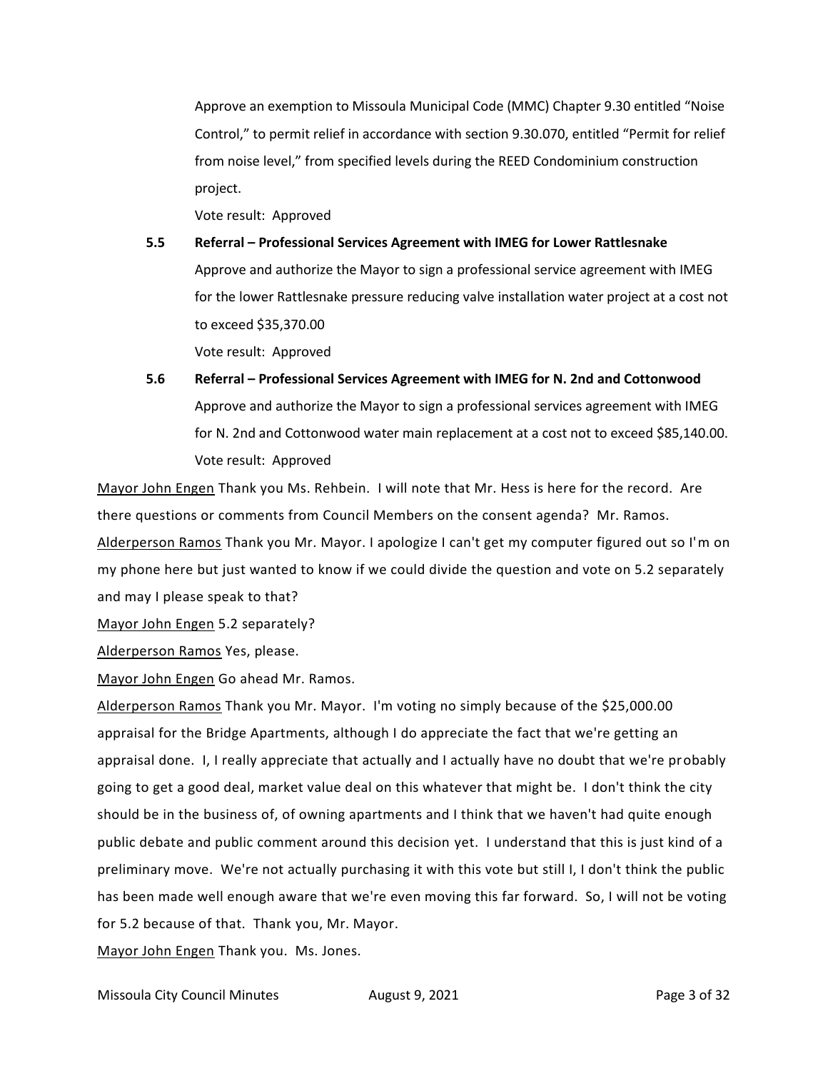Approve an exemption to Missoula Municipal Code (MMC) Chapter 9.30 entitled "Noise Control," to permit relief in accordance with section 9.30.070, entitled "Permit for relief from noise level," from specified levels during the REED Condominium construction project.

Vote result: Approved

**5.5 Referral – Professional Services Agreement with IMEG for Lower Rattlesnake**

Approve and authorize the Mayor to sign a professional service agreement with IMEG for the lower Rattlesnake pressure reducing valve installation water project at a cost not to exceed $35,370.00

Vote result: Approved

**5.6 Referral – Professional Services Agreement with IMEG for N. 2nd and Cottonwood**

Approve and authorize the Mayor to sign a professional services agreement with IMEG for N. 2nd and Cottonwood water main replacement at a cost not to exceed $85,140.00.

Vote result: Approved

Mayor John Engen Thank you Ms. Rehbein. I will note that Mr. Hess is here for the record. Are there questions or comments from Council Members on the consent agenda? Mr. Ramos.

Alderperson Ramos Thank you Mr. Mayor. I apologize I can't get my computer figured out so I'm on my phone here but just wanted to know if we could divide the question and vote on 5.2 separately and may I please speak to that?

Mayor John Engen 5.2 separately?

Alderperson Ramos Yes, please.

Mayor John Engen Go ahead Mr. Ramos.

Alderperson Ramos Thank you Mr. Mayor. I'm voting no simply because of the $25,000.00 appraisal for the Bridge Apartments, although I do appreciate the fact that we're getting an appraisal done. I, I really appreciate that actually and I actually have no doubt that we're probably going to get a good deal, market value deal on this whatever that might be. I don't think the city should be in the business of, of owning apartments and I think that we haven't had quite enough public debate and public comment around this decision yet. I understand that this is just kind of a preliminary move. We're not actually purchasing it with this vote but still I, I don't think the public has been made well enough aware that we're even moving this far forward. So, I will not be voting for 5.2 because of that. Thank you, Mr. Mayor.

Mayor John Engen Thank you. Ms. Jones.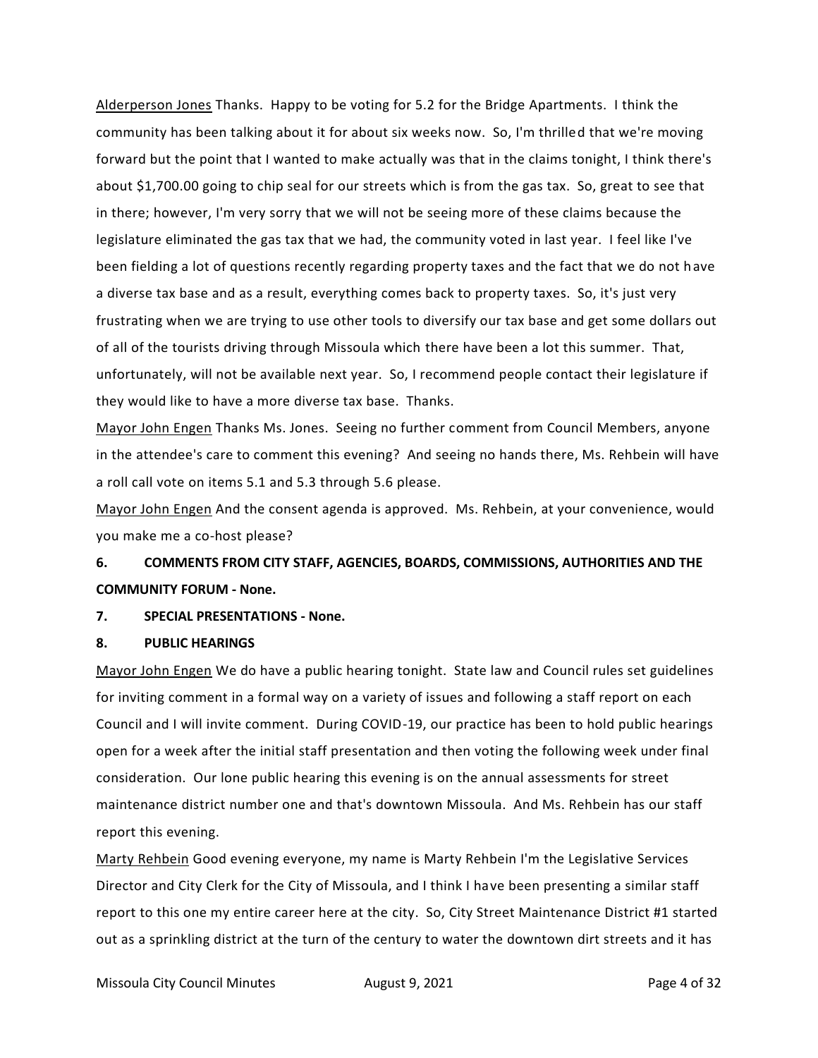Alderperson Jones Thanks. Happy to be voting for 5.2 for the Bridge Apartments. I think the community has been talking about it for about six weeks now. So, I'm thrilled that we're moving forward but the point that I wanted to make actually was that in the claims tonight, I think there's about $1,700.00 going to chip seal for our streets which is from the gas tax. So, great to see that in there; however, I'm very sorry that we will not be seeing more of these claims because the legislature eliminated the gas tax that we had, the community voted in last year. I feel like I've been fielding a lot of questions recently regarding property taxes and the fact that we do not have a diverse tax base and as a result, everything comes back to property taxes. So, it's just very frustrating when we are trying to use other tools to diversify our tax base and get some dollars out of all of the tourists driving through Missoula which there have been a lot this summer. That, unfortunately, will not be available next year. So, I recommend people contact their legislature if they would like to have a more diverse tax base. Thanks.

Mayor John Engen Thanks Ms. Jones. Seeing no further comment from Council Members, anyone in the attendee's care to comment this evening? And seeing no hands there, Ms. Rehbein will have a roll call vote on items 5.1 and 5.3 through 5.6 please.

Mayor John Engen And the consent agenda is approved. Ms. Rehbein, at your convenience, would you make me a co-host please?

**6. COMMENTS FROM CITY STAFF, AGENCIES, BOARDS, COMMISSIONS, AUTHORITIES AND THE COMMUNITY FORUM - None.**

**7. SPECIAL PRESENTATIONS - None.**

**8. PUBLIC HEARINGS**

Mayor John Engen We do have a public hearing tonight. State law and Council rules set guidelines for inviting comment in a formal way on a variety of issues and following a staff report on each Council and I will invite comment. During COVID-19, our practice has been to hold public hearings open for a week after the initial staff presentation and then voting the following week under final consideration. Our lone public hearing this evening is on the annual assessments for street maintenance district number one and that's downtown Missoula. And Ms. Rehbein has our staff report this evening.

Marty Rehbein Good evening everyone, my name is Marty Rehbein I'm the Legislative Services Director and City Clerk for the City of Missoula, and I think I have been presenting a similar staff report to this one my entire career here at the city. So, City Street Maintenance District #1 started out as a sprinkling district at the turn of the century to water the downtown dirt streets and it has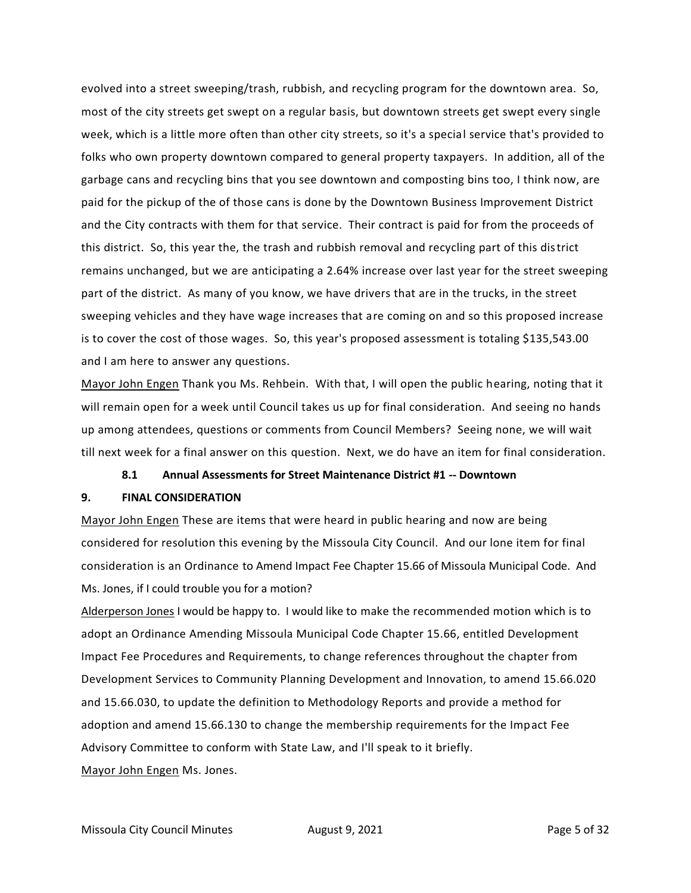evolved into a street sweeping/trash, rubbish, and recycling program for the downtown area. So, most of the city streets get swept on a regular basis, but downtown streets get swept every single week, which is a little more often than other city streets, so it's a special service that's provided to folks who own property downtown compared to general property taxpayers. In addition, all of the garbage cans and recycling bins that you see downtown and composting bins too, I think now, are paid for the pickup of the of those cans is done by the Downtown Business Improvement District and the City contracts with them for that service. Their contract is paid for from the proceeds of this district. So, this year the, the trash and rubbish removal and recycling part of this district remains unchanged, but we are anticipating a 2.64% increase over last year for the street sweeping part of the district. As many of you know, we have drivers that are in the trucks, in the street sweeping vehicles and they have wage increases that are coming on and so this proposed increase is to cover the cost of those wages. So, this year's proposed assessment is totaling $135,543.00 and I am here to answer any questions.

Mayor John Engen Thank you Ms. Rehbein. With that, I will open the public hearing, noting that it will remain open for a week until Council takes us up for final consideration. And seeing no hands up among attendees, questions or comments from Council Members? Seeing none, we will wait till next week for a final answer on this question. Next, we do have an item for final consideration.

**8.1 Annual Assessments for Street Maintenance District #1 -- Downtown**

**9. FINAL CONSIDERATION**

Mayor John Engen These are items that were heard in public hearing and now are being considered for resolution this evening by the Missoula City Council. And our lone item for final consideration is an Ordinance to Amend Impact Fee Chapter 15.66 of Missoula Municipal Code. And Ms. Jones, if I could trouble you for a motion?

Alderperson Jones I would be happy to. I would like to make the recommended motion which is to adopt an Ordinance Amending Missoula Municipal Code Chapter 15.66, entitled Development Impact Fee Procedures and Requirements, to change references throughout the chapter from Development Services to Community Planning Development and Innovation, to amend 15.66.020 and 15.66.030, to update the definition to Methodology Reports and provide a method for adoption and amend 15.66.130 to change the membership requirements for the Impact Fee Advisory Committee to conform with State Law, and I'll speak to it briefly.

Mayor John Engen Ms. Jones.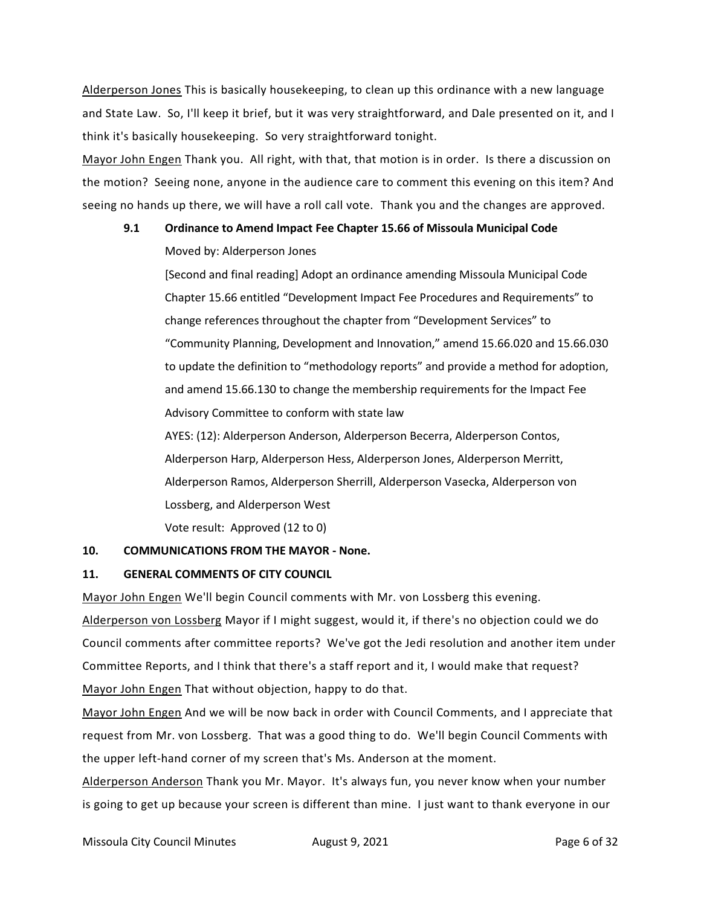Alderperson Jones This is basically housekeeping, to clean up this ordinance with a new language and State Law. So, I'll keep it brief, but it was very straightforward, and Dale presented on it, and I think it's basically housekeeping. So very straightforward tonight.

Mayor John Engen Thank you. All right, with that, that motion is in order. Is there a discussion on the motion? Seeing none, anyone in the audience care to comment this evening on this item? And seeing no hands up there, we will have a roll call vote. Thank you and the changes are approved.

**9.1 Ordinance to Amend Impact Fee Chapter 15.66 of Missoula Municipal Code**

Moved by: Alderperson Jones

[Second and final reading] Adopt an ordinance amending Missoula Municipal Code Chapter 15.66 entitled "Development Impact Fee Procedures and Requirements" to change references throughout the chapter from "Development Services" to "Community Planning, Development and Innovation," amend 15.66.020 and 15.66.030 to update the definition to "methodology reports" and provide a method for adoption, and amend 15.66.130 to change the membership requirements for the Impact Fee Advisory Committee to conform with state law

AYES: (12): Alderperson Anderson, Alderperson Becerra, Alderperson Contos, Alderperson Harp, Alderperson Hess, Alderperson Jones, Alderperson Merritt, Alderperson Ramos, Alderperson Sherrill, Alderperson Vasecka, Alderperson von Lossberg, and Alderperson West

Vote result: Approved (12 to 0)

**10. COMMUNICATIONS FROM THE MAYOR - None.**

**11. GENERAL COMMENTS OF CITY COUNCIL**

Mayor John Engen We'll begin Council comments with Mr. von Lossberg this evening.

Alderperson von Lossberg Mayor if I might suggest, would it, if there's no objection could we do Council comments after committee reports? We've got the Jedi resolution and another item under Committee Reports, and I think that there's a staff report and it, I would make that request?

Mayor John Engen That without objection, happy to do that.

Mayor John Engen And we will be now back in order with Council Comments, and I appreciate that request from Mr. von Lossberg. That was a good thing to do. We'll begin Council Comments with the upper left-hand corner of my screen that's Ms. Anderson at the moment.

Alderperson Anderson Thank you Mr. Mayor. It's always fun, you never know when your number is going to get up because your screen is different than mine. I just want to thank everyone in our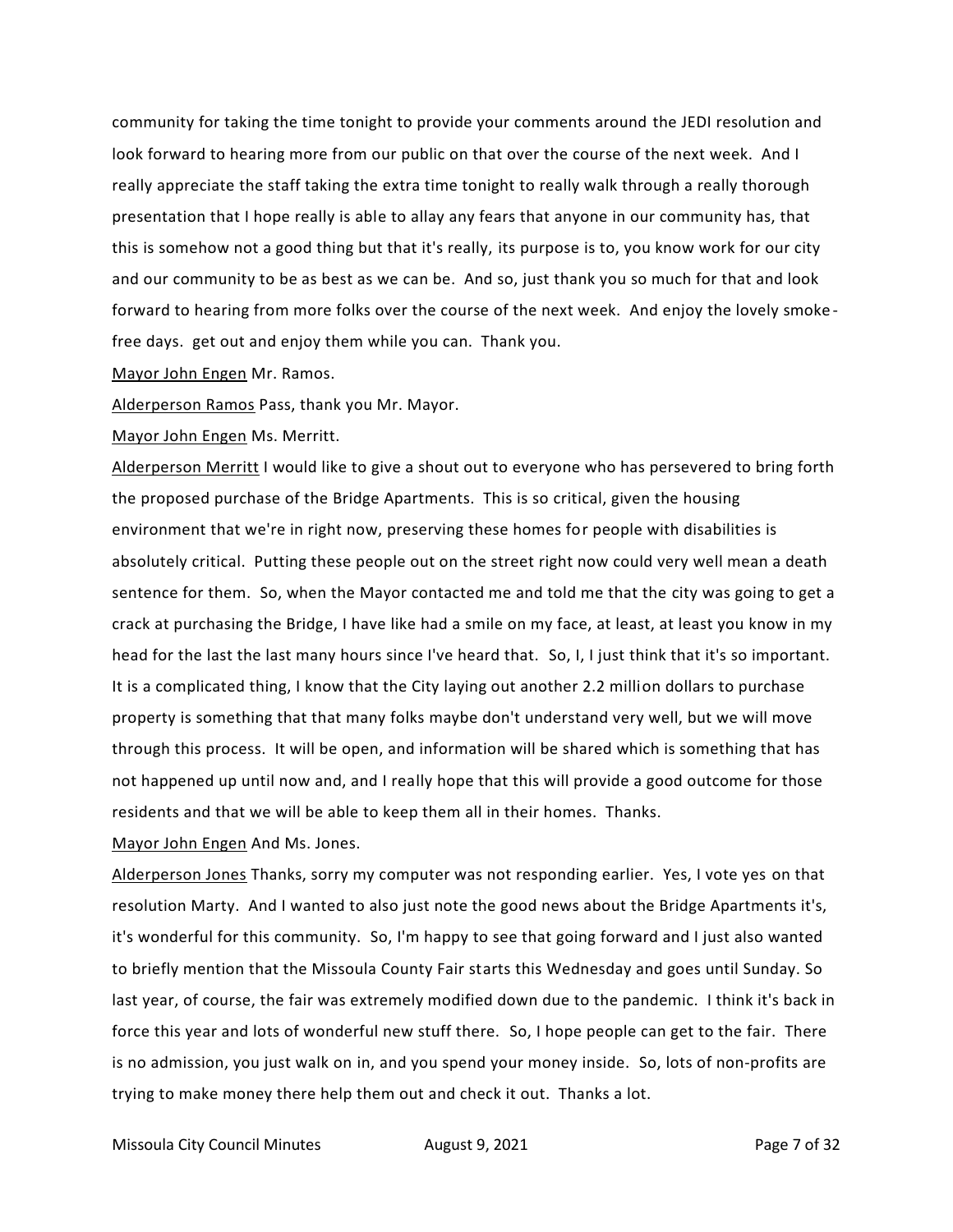community for taking the time tonight to provide your comments around the JEDI resolution and look forward to hearing more from our public on that over the course of the next week. And I really appreciate the staff taking the extra time tonight to really walk through a really thorough presentation that I hope really is able to allay any fears that anyone in our community has, that this is somehow not a good thing but that it's really, its purpose is to, you know work for our city and our community to be as best as we can be. And so, just thank you so much for that and look forward to hearing from more folks over the course of the next week. And enjoy the lovely smoke-free days. get out and enjoy them while you can. Thank you.

Mayor John Engen Mr. Ramos.

Alderperson Ramos Pass, thank you Mr. Mayor.

Mayor John Engen Ms. Merritt.

Alderperson Merritt I would like to give a shout out to everyone who has persevered to bring forth the proposed purchase of the Bridge Apartments. This is so critical, given the housing environment that we're in right now, preserving these homes for people with disabilities is absolutely critical. Putting these people out on the street right now could very well mean a death sentence for them. So, when the Mayor contacted me and told me that the city was going to get a crack at purchasing the Bridge, I have like had a smile on my face, at least, at least you know in my head for the last the last many hours since I've heard that. So, I, I just think that it's so important. It is a complicated thing, I know that the City laying out another 2.2 million dollars to purchase property is something that that many folks maybe don't understand very well, but we will move through this process. It will be open, and information will be shared which is something that has not happened up until now and, and I really hope that this will provide a good outcome for those residents and that we will be able to keep them all in their homes. Thanks.

Mayor John Engen And Ms. Jones.

Alderperson Jones Thanks, sorry my computer was not responding earlier. Yes, I vote yes on that resolution Marty. And I wanted to also just note the good news about the Bridge Apartments it's, it's wonderful for this community. So, I'm happy to see that going forward and I just also wanted to briefly mention that the Missoula County Fair starts this Wednesday and goes until Sunday. So last year, of course, the fair was extremely modified down due to the pandemic. I think it's back in force this year and lots of wonderful new stuff there. So, I hope people can get to the fair. There is no admission, you just walk on in, and you spend your money inside. So, lots of non-profits are trying to make money there help them out and check it out. Thanks a lot.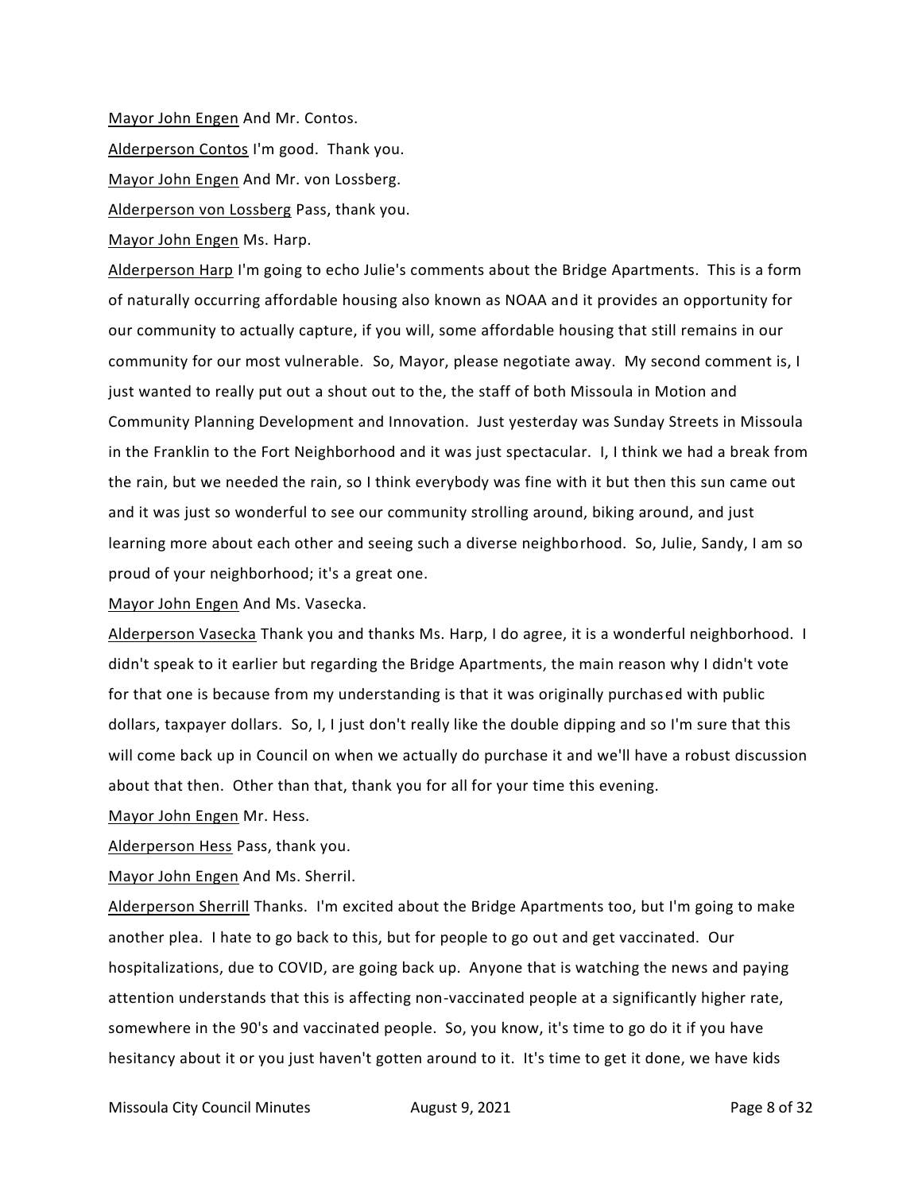Mayor John Engen And Mr. Contos.

Alderperson Contos I'm good. Thank you.

Mayor John Engen And Mr. von Lossberg.

Alderperson von Lossberg Pass, thank you.

Mayor John Engen Ms. Harp.

Alderperson Harp I'm going to echo Julie's comments about the Bridge Apartments. This is a form of naturally occurring affordable housing also known as NOAA and it provides an opportunity for our community to actually capture, if you will, some affordable housing that still remains in our community for our most vulnerable. So, Mayor, please negotiate away. My second comment is, I just wanted to really put out a shout out to the, the staff of both Missoula in Motion and Community Planning Development and Innovation. Just yesterday was Sunday Streets in Missoula in the Franklin to the Fort Neighborhood and it was just spectacular. I, I think we had a break from the rain, but we needed the rain, so I think everybody was fine with it but then this sun came out and it was just so wonderful to see our community strolling around, biking around, and just learning more about each other and seeing such a diverse neighborhood. So, Julie, Sandy, I am so proud of your neighborhood; it's a great one.

Mayor John Engen And Ms. Vasecka.

Alderperson Vasecka Thank you and thanks Ms. Harp, I do agree, it is a wonderful neighborhood. I didn't speak to it earlier but regarding the Bridge Apartments, the main reason why I didn't vote for that one is because from my understanding is that it was originally purchased with public dollars, taxpayer dollars. So, I, I just don't really like the double dipping and so I'm sure that this will come back up in Council on when we actually do purchase it and we'll have a robust discussion about that then. Other than that, thank you for all for your time this evening.

Mayor John Engen Mr. Hess.

Alderperson Hess Pass, thank you.

Mayor John Engen And Ms. Sherril.

Alderperson Sherrill Thanks. I'm excited about the Bridge Apartments too, but I'm going to make another plea. I hate to go back to this, but for people to go out and get vaccinated. Our hospitalizations, due to COVID, are going back up. Anyone that is watching the news and paying attention understands that this is affecting non-vaccinated people at a significantly higher rate, somewhere in the 90's and vaccinated people. So, you know, it's time to go do it if you have hesitancy about it or you just haven't gotten around to it. It's time to get it done, we have kids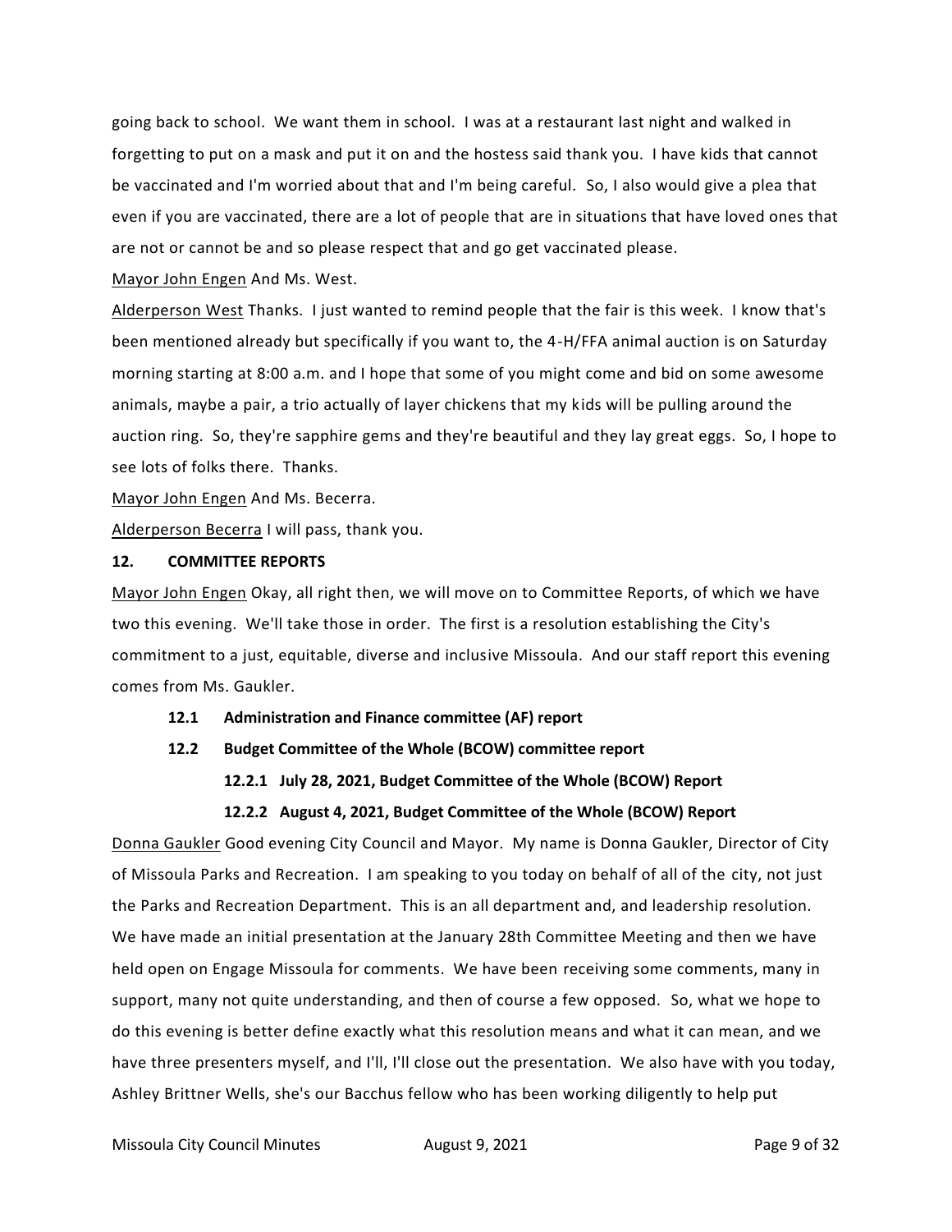going back to school. We want them in school. I was at a restaurant last night and walked in forgetting to put on a mask and put it on and the hostess said thank you. I have kids that cannot be vaccinated and I'm worried about that and I'm being careful. So, I also would give a plea that even if you are vaccinated, there are a lot of people that are in situations that have loved ones that are not or cannot be and so please respect that and go get vaccinated please.

Mayor John Engen And Ms. West.

Alderperson West Thanks. I just wanted to remind people that the fair is this week. I know that's been mentioned already but specifically if you want to, the 4-H/FFA animal auction is on Saturday morning starting at 8:00 a.m. and I hope that some of you might come and bid on some awesome animals, maybe a pair, a trio actually of layer chickens that my kids will be pulling around the auction ring. So, they're sapphire gems and they're beautiful and they lay great eggs. So, I hope to see lots of folks there. Thanks.

Mayor John Engen And Ms. Becerra.

Alderperson Becerra I will pass, thank you.

## 12. COMMITTEE REPORTS

Mayor John Engen Okay, all right then, we will move on to Committee Reports, of which we have two this evening. We'll take those in order. The first is a resolution establishing the City's commitment to a just, equitable, diverse and inclusive Missoula. And our staff report this evening comes from Ms. Gaukler.

### 12.1 Administration and Finance committee (AF) report

### 12.2 Budget Committee of the Whole (BCOW) committee report

#### 12.2.1 July 28, 2021, Budget Committee of the Whole (BCOW) Report

#### 12.2.2 August 4, 2021, Budget Committee of the Whole (BCOW) Report

Donna Gaukler Good evening City Council and Mayor. My name is Donna Gaukler, Director of City of Missoula Parks and Recreation. I am speaking to you today on behalf of all of the city, not just the Parks and Recreation Department. This is an all department and, and leadership resolution. We have made an initial presentation at the January 28th Committee Meeting and then we have held open on Engage Missoula for comments. We have been receiving some comments, many in support, many not quite understanding, and then of course a few opposed. So, what we hope to do this evening is better define exactly what this resolution means and what it can mean, and we have three presenters myself, and I'll, I'll close out the presentation. We also have with you today, Ashley Brittner Wells, she's our Bacchus fellow who has been working diligently to help put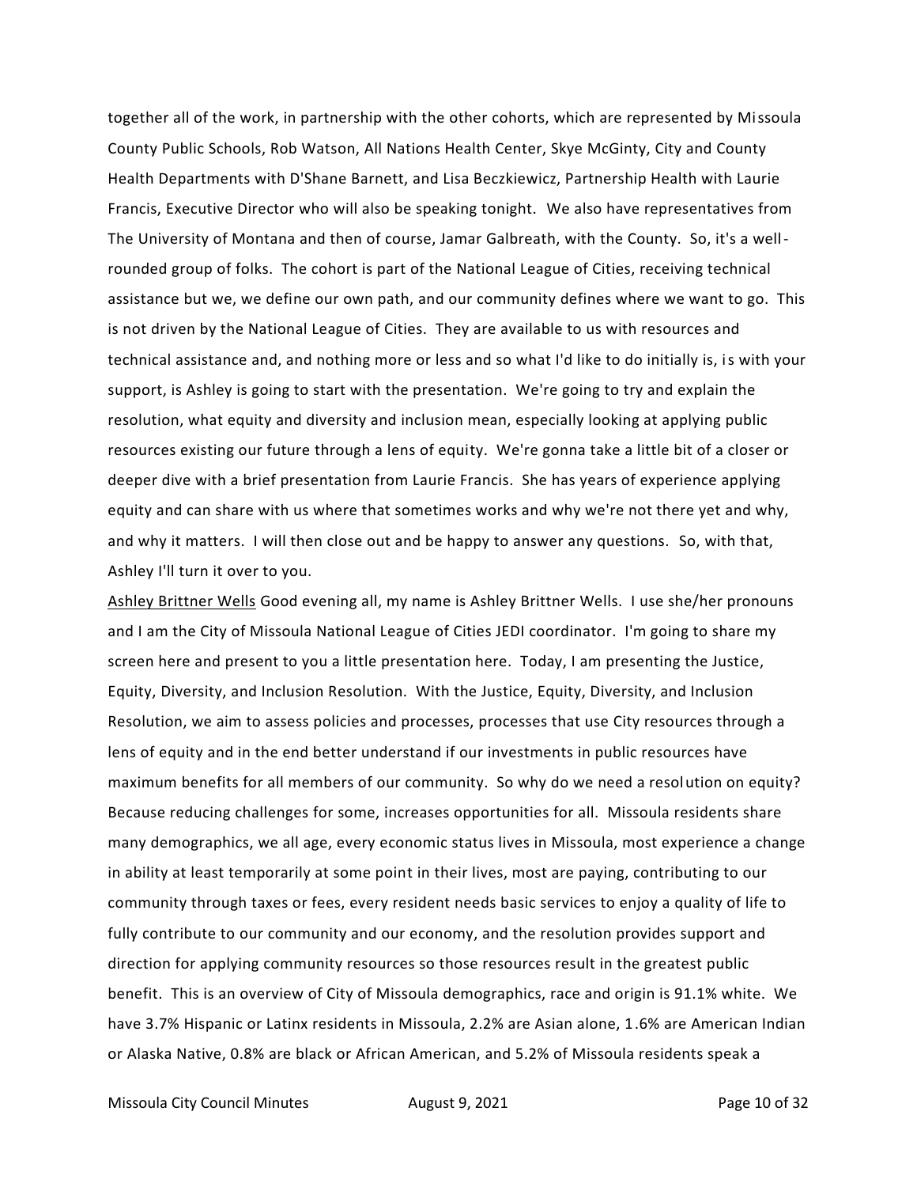together all of the work, in partnership with the other cohorts, which are represented by Missoula County Public Schools, Rob Watson, All Nations Health Center, Skye McGinty, City and County Health Departments with D'Shane Barnett, and Lisa Beczkiewicz, Partnership Health with Laurie Francis, Executive Director who will also be speaking tonight. We also have representatives from The University of Montana and then of course, Jamar Galbreath, with the County. So, it's a well-rounded group of folks. The cohort is part of the National League of Cities, receiving technical assistance but we, we define our own path, and our community defines where we want to go. This is not driven by the National League of Cities. They are available to us with resources and technical assistance and, and nothing more or less and so what I'd like to do initially is, is with your support, is Ashley is going to start with the presentation. We're going to try and explain the resolution, what equity and diversity and inclusion mean, especially looking at applying public resources existing our future through a lens of equity. We're gonna take a little bit of a closer or deeper dive with a brief presentation from Laurie Francis. She has years of experience applying equity and can share with us where that sometimes works and why we're not there yet and why, and why it matters. I will then close out and be happy to answer any questions. So, with that, Ashley I'll turn it over to you.

<u>Ashley Brittner Wells</u> Good evening all, my name is Ashley Brittner Wells. I use she/her pronouns and I am the City of Missoula National League of Cities JEDI coordinator. I'm going to share my screen here and present to you a little presentation here. Today, I am presenting the Justice, Equity, Diversity, and Inclusion Resolution. With the Justice, Equity, Diversity, and Inclusion Resolution, we aim to assess policies and processes, processes that use City resources through a lens of equity and in the end better understand if our investments in public resources have maximum benefits for all members of our community. So why do we need a resolution on equity? Because reducing challenges for some, increases opportunities for all. Missoula residents share many demographics, we all age, every economic status lives in Missoula, most experience a change in ability at least temporarily at some point in their lives, most are paying, contributing to our community through taxes or fees, every resident needs basic services to enjoy a quality of life to fully contribute to our community and our economy, and the resolution provides support and direction for applying community resources so those resources result in the greatest public benefit. This is an overview of City of Missoula demographics, race and origin is 91.1% white. We have 3.7% Hispanic or Latinx residents in Missoula, 2.2% are Asian alone, 1.6% are American Indian or Alaska Native, 0.8% are black or African American, and 5.2% of Missoula residents speak a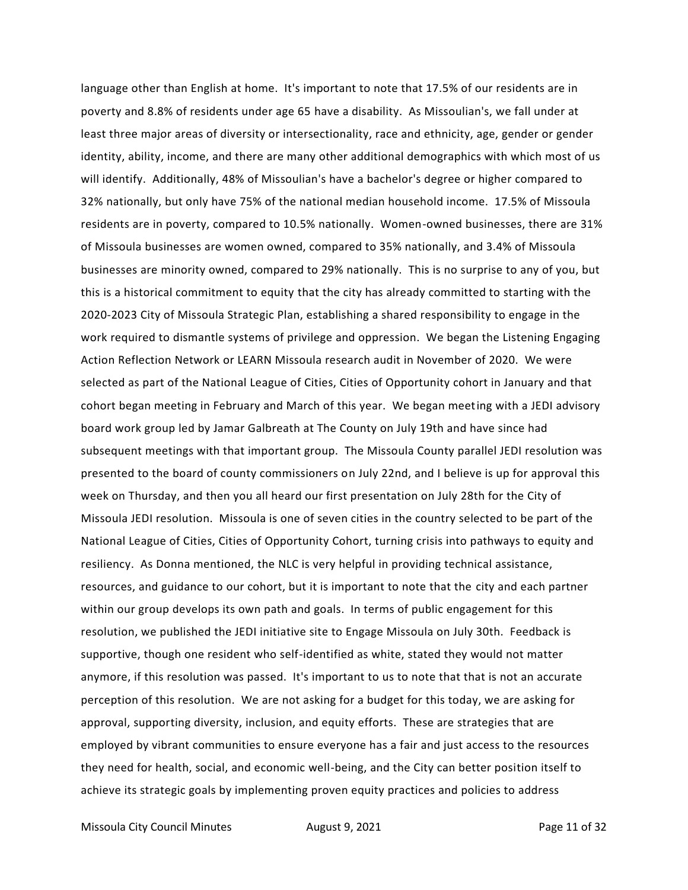language other than English at home. It's important to note that 17.5% of our residents are in poverty and 8.8% of residents under age 65 have a disability. As Missoulian's, we fall under at least three major areas of diversity or intersectionality, race and ethnicity, age, gender or gender identity, ability, income, and there are many other additional demographics with which most of us will identify. Additionally, 48% of Missoulian's have a bachelor's degree or higher compared to 32% nationally, but only have 75% of the national median household income. 17.5% of Missoula residents are in poverty, compared to 10.5% nationally. Women-owned businesses, there are 31% of Missoula businesses are women owned, compared to 35% nationally, and 3.4% of Missoula businesses are minority owned, compared to 29% nationally. This is no surprise to any of you, but this is a historical commitment to equity that the city has already committed to starting with the 2020-2023 City of Missoula Strategic Plan, establishing a shared responsibility to engage in the work required to dismantle systems of privilege and oppression. We began the Listening Engaging Action Reflection Network or LEARN Missoula research audit in November of 2020. We were selected as part of the National League of Cities, Cities of Opportunity cohort in January and that cohort began meeting in February and March of this year. We began meeting with a JEDI advisory board work group led by Jamar Galbreath at The County on July 19th and have since had subsequent meetings with that important group. The Missoula County parallel JEDI resolution was presented to the board of county commissioners on July 22nd, and I believe is up for approval this week on Thursday, and then you all heard our first presentation on July 28th for the City of Missoula JEDI resolution. Missoula is one of seven cities in the country selected to be part of the National League of Cities, Cities of Opportunity Cohort, turning crisis into pathways to equity and resiliency. As Donna mentioned, the NLC is very helpful in providing technical assistance, resources, and guidance to our cohort, but it is important to note that the city and each partner within our group develops its own path and goals. In terms of public engagement for this resolution, we published the JEDI initiative site to Engage Missoula on July 30th. Feedback is supportive, though one resident who self-identified as white, stated they would not matter anymore, if this resolution was passed. It's important to us to note that that is not an accurate perception of this resolution. We are not asking for a budget for this today, we are asking for approval, supporting diversity, inclusion, and equity efforts. These are strategies that are employed by vibrant communities to ensure everyone has a fair and just access to the resources they need for health, social, and economic well-being, and the City can better position itself to achieve its strategic goals by implementing proven equity practices and policies to address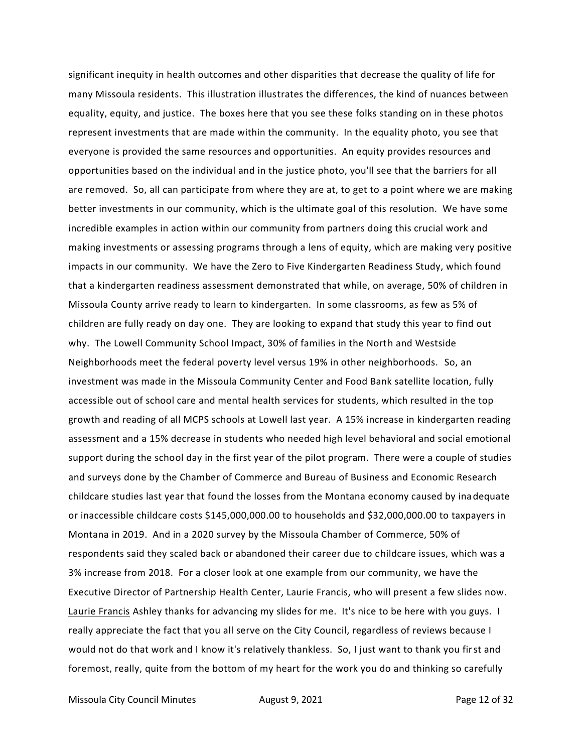significant inequity in health outcomes and other disparities that decrease the quality of life for many Missoula residents. This illustration illustrates the differences, the kind of nuances between equality, equity, and justice. The boxes here that you see these folks standing on in these photos represent investments that are made within the community. In the equality photo, you see that everyone is provided the same resources and opportunities. An equity provides resources and opportunities based on the individual and in the justice photo, you'll see that the barriers for all are removed. So, all can participate from where they are at, to get to a point where we are making better investments in our community, which is the ultimate goal of this resolution. We have some incredible examples in action within our community from partners doing this crucial work and making investments or assessing programs through a lens of equity, which are making very positive impacts in our community. We have the Zero to Five Kindergarten Readiness Study, which found that a kindergarten readiness assessment demonstrated that while, on average, 50% of children in Missoula County arrive ready to learn to kindergarten. In some classrooms, as few as 5% of children are fully ready on day one. They are looking to expand that study this year to find out why. The Lowell Community School Impact, 30% of families in the North and Westside Neighborhoods meet the federal poverty level versus 19% in other neighborhoods. So, an investment was made in the Missoula Community Center and Food Bank satellite location, fully accessible out of school care and mental health services for students, which resulted in the top growth and reading of all MCPS schools at Lowell last year. A 15% increase in kindergarten reading assessment and a 15% decrease in students who needed high level behavioral and social emotional support during the school day in the first year of the pilot program. There were a couple of studies and surveys done by the Chamber of Commerce and Bureau of Business and Economic Research childcare studies last year that found the losses from the Montana economy caused by inadequate or inaccessible childcare costs $145,000,000.00 to households and $32,000,000.00 to taxpayers in Montana in 2019. And in a 2020 survey by the Missoula Chamber of Commerce, 50% of respondents said they scaled back or abandoned their career due to childcare issues, which was a 3% increase from 2018. For a closer look at one example from our community, we have the Executive Director of Partnership Health Center, Laurie Francis, who will present a few slides now.

Laurie Francis Ashley thanks for advancing my slides for me. It's nice to be here with you guys. I really appreciate the fact that you all serve on the City Council, regardless of reviews because I would not do that work and I know it's relatively thankless. So, I just want to thank you first and foremost, really, quite from the bottom of my heart for the work you do and thinking so carefully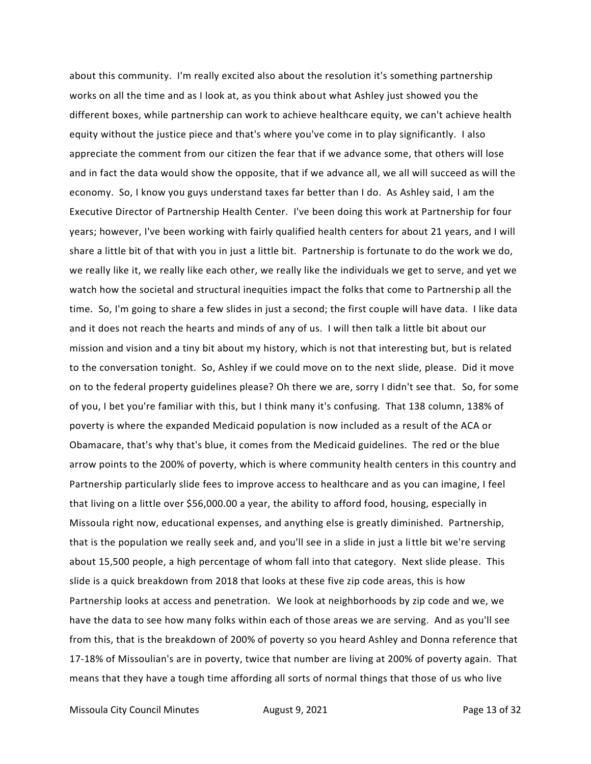about this community. I'm really excited also about the resolution it's something partnership works on all the time and as I look at, as you think about what Ashley just showed you the different boxes, while partnership can work to achieve healthcare equity, we can't achieve health equity without the justice piece and that's where you've come in to play significantly. I also appreciate the comment from our citizen the fear that if we advance some, that others will lose and in fact the data would show the opposite, that if we advance all, we all will succeed as will the economy. So, I know you guys understand taxes far better than I do. As Ashley said, I am the Executive Director of Partnership Health Center. I've been doing this work at Partnership for four years; however, I've been working with fairly qualified health centers for about 21 years, and I will share a little bit of that with you in just a little bit. Partnership is fortunate to do the work we do, we really like it, we really like each other, we really like the individuals we get to serve, and yet we watch how the societal and structural inequities impact the folks that come to Partnership all the time. So, I'm going to share a few slides in just a second; the first couple will have data. I like data and it does not reach the hearts and minds of any of us. I will then talk a little bit about our mission and vision and a tiny bit about my history, which is not that interesting but, but is related to the conversation tonight. So, Ashley if we could move on to the next slide, please. Did it move on to the federal property guidelines please? Oh there we are, sorry I didn't see that. So, for some of you, I bet you're familiar with this, but I think many it's confusing. That 138 column, 138% of poverty is where the expanded Medicaid population is now included as a result of the ACA or Obamacare, that's why that's blue, it comes from the Medicaid guidelines. The red or the blue arrow points to the 200% of poverty, which is where community health centers in this country and Partnership particularly slide fees to improve access to healthcare and as you can imagine, I feel that living on a little over $56,000.00 a year, the ability to afford food, housing, especially in Missoula right now, educational expenses, and anything else is greatly diminished. Partnership, that is the population we really seek and, and you'll see in a slide in just a little bit we're serving about 15,500 people, a high percentage of whom fall into that category. Next slide please. This slide is a quick breakdown from 2018 that looks at these five zip code areas, this is how Partnership looks at access and penetration. We look at neighborhoods by zip code and we, we have the data to see how many folks within each of those areas we are serving. And as you'll see from this, that is the breakdown of 200% of poverty so you heard Ashley and Donna reference that 17-18% of Missoulian's are in poverty, twice that number are living at 200% of poverty again. That means that they have a tough time affording all sorts of normal things that those of us who live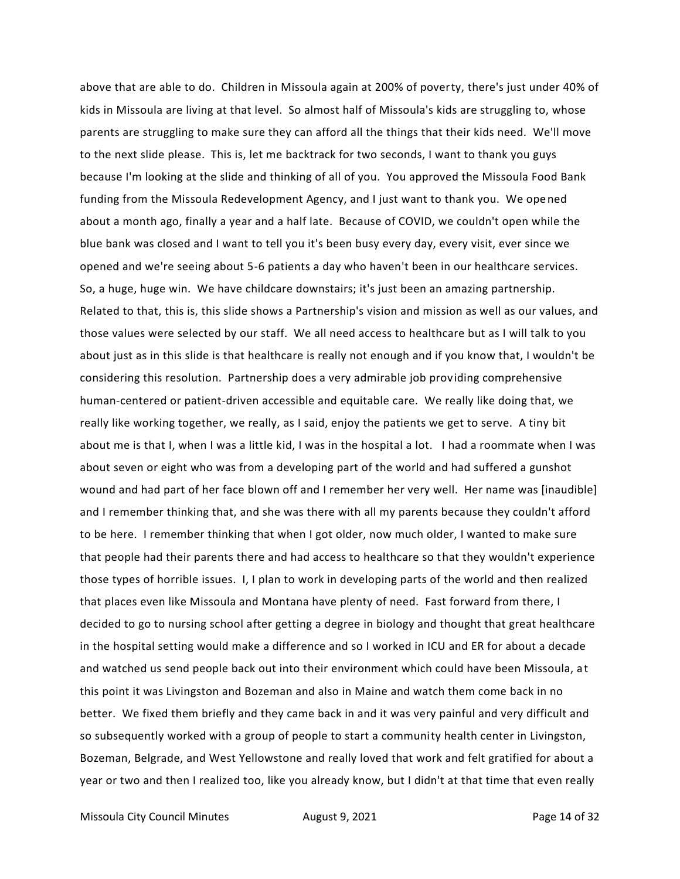above that are able to do. Children in Missoula again at 200% of poverty, there's just under 40% of kids in Missoula are living at that level. So almost half of Missoula's kids are struggling to, whose parents are struggling to make sure they can afford all the things that their kids need. We'll move to the next slide please. This is, let me backtrack for two seconds, I want to thank you guys because I'm looking at the slide and thinking of all of you. You approved the Missoula Food Bank funding from the Missoula Redevelopment Agency, and I just want to thank you. We opened about a month ago, finally a year and a half late. Because of COVID, we couldn't open while the blue bank was closed and I want to tell you it's been busy every day, every visit, ever since we opened and we're seeing about 5-6 patients a day who haven't been in our healthcare services. So, a huge, huge win. We have childcare downstairs; it's just been an amazing partnership. Related to that, this is, this slide shows a Partnership's vision and mission as well as our values, and those values were selected by our staff. We all need access to healthcare but as I will talk to you about just as in this slide is that healthcare is really not enough and if you know that, I wouldn't be considering this resolution. Partnership does a very admirable job providing comprehensive human-centered or patient-driven accessible and equitable care. We really like doing that, we really like working together, we really, as I said, enjoy the patients we get to serve. A tiny bit about me is that I, when I was a little kid, I was in the hospital a lot. I had a roommate when I was about seven or eight who was from a developing part of the world and had suffered a gunshot wound and had part of her face blown off and I remember her very well. Her name was [inaudible] and I remember thinking that, and she was there with all my parents because they couldn't afford to be here. I remember thinking that when I got older, now much older, I wanted to make sure that people had their parents there and had access to healthcare so that they wouldn't experience those types of horrible issues. I, I plan to work in developing parts of the world and then realized that places even like Missoula and Montana have plenty of need. Fast forward from there, I decided to go to nursing school after getting a degree in biology and thought that great healthcare in the hospital setting would make a difference and so I worked in ICU and ER for about a decade and watched us send people back out into their environment which could have been Missoula, at this point it was Livingston and Bozeman and also in Maine and watch them come back in no better. We fixed them briefly and they came back in and it was very painful and very difficult and so subsequently worked with a group of people to start a community health center in Livingston, Bozeman, Belgrade, and West Yellowstone and really loved that work and felt gratified for about a year or two and then I realized too, like you already know, but I didn't at that time that even really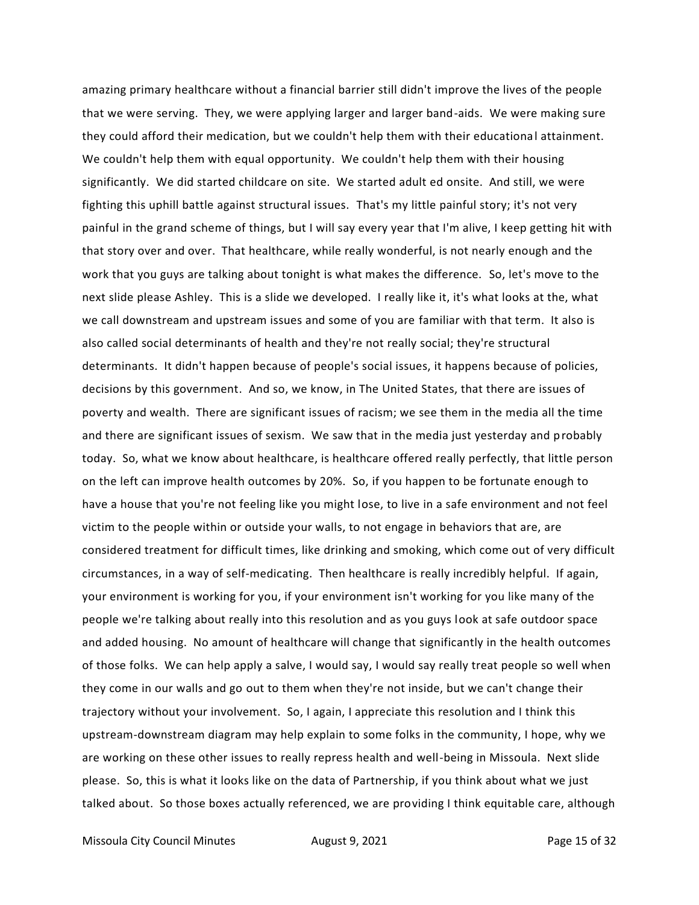amazing primary healthcare without a financial barrier still didn't improve the lives of the people that we were serving. They, we were applying larger and larger band-aids. We were making sure they could afford their medication, but we couldn't help them with their educational attainment. We couldn't help them with equal opportunity. We couldn't help them with their housing significantly. We did started childcare on site. We started adult ed onsite. And still, we were fighting this uphill battle against structural issues. That's my little painful story; it's not very painful in the grand scheme of things, but I will say every year that I'm alive, I keep getting hit with that story over and over. That healthcare, while really wonderful, is not nearly enough and the work that you guys are talking about tonight is what makes the difference. So, let's move to the next slide please Ashley. This is a slide we developed. I really like it, it's what looks at the, what we call downstream and upstream issues and some of you are familiar with that term. It also is also called social determinants of health and they're not really social; they're structural determinants. It didn't happen because of people's social issues, it happens because of policies, decisions by this government. And so, we know, in The United States, that there are issues of poverty and wealth. There are significant issues of racism; we see them in the media all the time and there are significant issues of sexism. We saw that in the media just yesterday and probably today. So, what we know about healthcare, is healthcare offered really perfectly, that little person on the left can improve health outcomes by 20%. So, if you happen to be fortunate enough to have a house that you're not feeling like you might lose, to live in a safe environment and not feel victim to the people within or outside your walls, to not engage in behaviors that are, are considered treatment for difficult times, like drinking and smoking, which come out of very difficult circumstances, in a way of self-medicating. Then healthcare is really incredibly helpful. If again, your environment is working for you, if your environment isn't working for you like many of the people we're talking about really into this resolution and as you guys look at safe outdoor space and added housing. No amount of healthcare will change that significantly in the health outcomes of those folks. We can help apply a salve, I would say, I would say really treat people so well when they come in our walls and go out to them when they're not inside, but we can't change their trajectory without your involvement. So, I again, I appreciate this resolution and I think this upstream-downstream diagram may help explain to some folks in the community, I hope, why we are working on these other issues to really repress health and well-being in Missoula. Next slide please. So, this is what it looks like on the data of Partnership, if you think about what we just talked about. So those boxes actually referenced, we are providing I think equitable care, although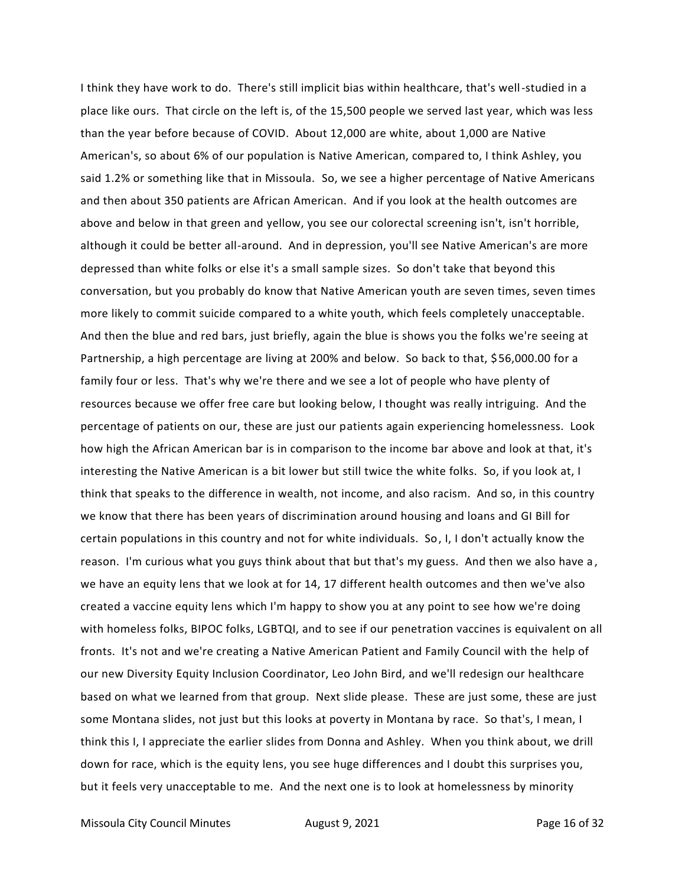I think they have work to do. There's still implicit bias within healthcare, that's well-studied in a place like ours. That circle on the left is, of the 15,500 people we served last year, which was less than the year before because of COVID. About 12,000 are white, about 1,000 are Native American's, so about 6% of our population is Native American, compared to, I think Ashley, you said 1.2% or something like that in Missoula. So, we see a higher percentage of Native Americans and then about 350 patients are African American. And if you look at the health outcomes are above and below in that green and yellow, you see our colorectal screening isn't, isn't horrible, although it could be better all-around. And in depression, you'll see Native American's are more depressed than white folks or else it's a small sample sizes. So don't take that beyond this conversation, but you probably do know that Native American youth are seven times, seven times more likely to commit suicide compared to a white youth, which feels completely unacceptable. And then the blue and red bars, just briefly, again the blue is shows you the folks we're seeing at Partnership, a high percentage are living at 200% and below. So back to that, $56,000.00 for a family four or less. That's why we're there and we see a lot of people who have plenty of resources because we offer free care but looking below, I thought was really intriguing. And the percentage of patients on our, these are just our patients again experiencing homelessness. Look how high the African American bar is in comparison to the income bar above and look at that, it's interesting the Native American is a bit lower but still twice the white folks. So, if you look at, I think that speaks to the difference in wealth, not income, and also racism. And so, in this country we know that there has been years of discrimination around housing and loans and GI Bill for certain populations in this country and not for white individuals. So, I, I don't actually know the reason. I'm curious what you guys think about that but that's my guess. And then we also have a, we have an equity lens that we look at for 14, 17 different health outcomes and then we've also created a vaccine equity lens which I'm happy to show you at any point to see how we're doing with homeless folks, BIPOC folks, LGBTQI, and to see if our penetration vaccines is equivalent on all fronts. It's not and we're creating a Native American Patient and Family Council with the help of our new Diversity Equity Inclusion Coordinator, Leo John Bird, and we'll redesign our healthcare based on what we learned from that group. Next slide please. These are just some, these are just some Montana slides, not just but this looks at poverty in Montana by race. So that's, I mean, I think this I, I appreciate the earlier slides from Donna and Ashley. When you think about, we drill down for race, which is the equity lens, you see huge differences and I doubt this surprises you, but it feels very unacceptable to me. And the next one is to look at homelessness by minority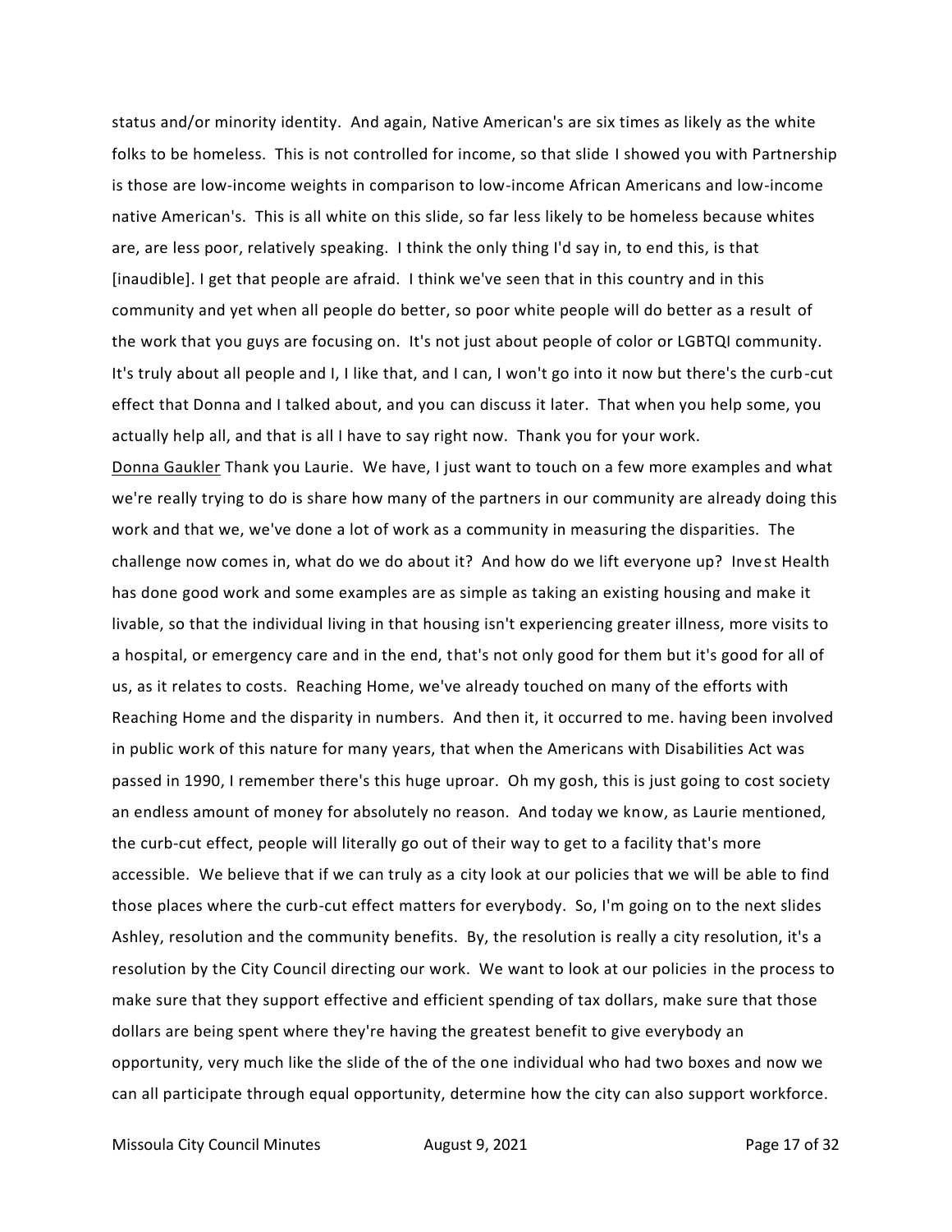status and/or minority identity. And again, Native American's are six times as likely as the white folks to be homeless. This is not controlled for income, so that slide I showed you with Partnership is those are low-income weights in comparison to low-income African Americans and low-income native American's. This is all white on this slide, so far less likely to be homeless because whites are, are less poor, relatively speaking. I think the only thing I'd say in, to end this, is that [inaudible]. I get that people are afraid. I think we've seen that in this country and in this community and yet when all people do better, so poor white people will do better as a result of the work that you guys are focusing on. It's not just about people of color or LGBTQI community. It's truly about all people and I, I like that, and I can, I won't go into it now but there's the curb-cut effect that Donna and I talked about, and you can discuss it later. That when you help some, you actually help all, and that is all I have to say right now. Thank you for your work.

Donna Gaukler Thank you Laurie. We have, I just want to touch on a few more examples and what we're really trying to do is share how many of the partners in our community are already doing this work and that we, we've done a lot of work as a community in measuring the disparities. The challenge now comes in, what do we do about it? And how do we lift everyone up? Invest Health has done good work and some examples are as simple as taking an existing housing and make it livable, so that the individual living in that housing isn't experiencing greater illness, more visits to a hospital, or emergency care and in the end, that's not only good for them but it's good for all of us, as it relates to costs. Reaching Home, we've already touched on many of the efforts with Reaching Home and the disparity in numbers. And then it, it occurred to me. having been involved in public work of this nature for many years, that when the Americans with Disabilities Act was passed in 1990, I remember there's this huge uproar. Oh my gosh, this is just going to cost society an endless amount of money for absolutely no reason. And today we know, as Laurie mentioned, the curb-cut effect, people will literally go out of their way to get to a facility that's more accessible. We believe that if we can truly as a city look at our policies that we will be able to find those places where the curb-cut effect matters for everybody. So, I'm going on to the next slides Ashley, resolution and the community benefits. By, the resolution is really a city resolution, it's a resolution by the City Council directing our work. We want to look at our policies in the process to make sure that they support effective and efficient spending of tax dollars, make sure that those dollars are being spent where they're having the greatest benefit to give everybody an opportunity, very much like the slide of the of the one individual who had two boxes and now we can all participate through equal opportunity, determine how the city can also support workforce.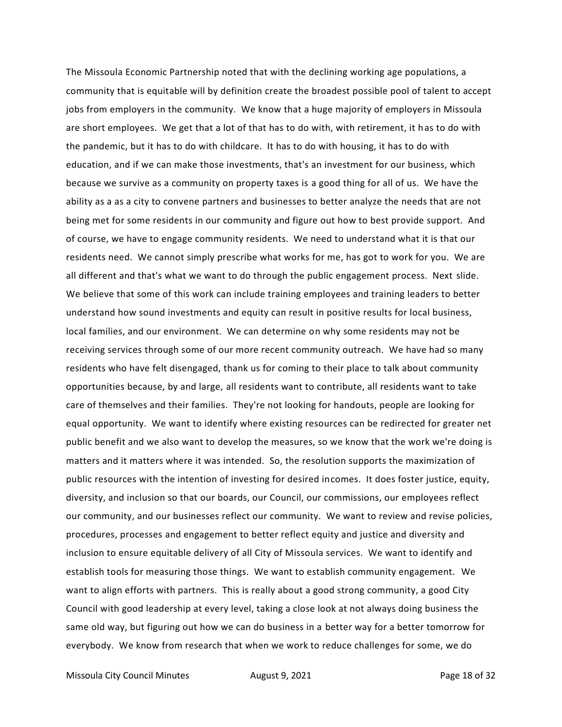The Missoula Economic Partnership noted that with the declining working age populations, a community that is equitable will by definition create the broadest possible pool of talent to accept jobs from employers in the community. We know that a huge majority of employers in Missoula are short employees. We get that a lot of that has to do with, with retirement, it has to do with the pandemic, but it has to do with childcare. It has to do with housing, it has to do with education, and if we can make those investments, that's an investment for our business, which because we survive as a community on property taxes is a good thing for all of us. We have the ability as a as a city to convene partners and businesses to better analyze the needs that are not being met for some residents in our community and figure out how to best provide support. And of course, we have to engage community residents. We need to understand what it is that our residents need. We cannot simply prescribe what works for me, has got to work for you. We are all different and that's what we want to do through the public engagement process. Next slide. We believe that some of this work can include training employees and training leaders to better understand how sound investments and equity can result in positive results for local business, local families, and our environment. We can determine on why some residents may not be receiving services through some of our more recent community outreach. We have had so many residents who have felt disengaged, thank us for coming to their place to talk about community opportunities because, by and large, all residents want to contribute, all residents want to take care of themselves and their families. They're not looking for handouts, people are looking for equal opportunity. We want to identify where existing resources can be redirected for greater net public benefit and we also want to develop the measures, so we know that the work we're doing is matters and it matters where it was intended. So, the resolution supports the maximization of public resources with the intention of investing for desired incomes. It does foster justice, equity, diversity, and inclusion so that our boards, our Council, our commissions, our employees reflect our community, and our businesses reflect our community. We want to review and revise policies, procedures, processes and engagement to better reflect equity and justice and diversity and inclusion to ensure equitable delivery of all City of Missoula services. We want to identify and establish tools for measuring those things. We want to establish community engagement. We want to align efforts with partners. This is really about a good strong community, a good City Council with good leadership at every level, taking a close look at not always doing business the same old way, but figuring out how we can do business in a better way for a better tomorrow for everybody. We know from research that when we work to reduce challenges for some, we do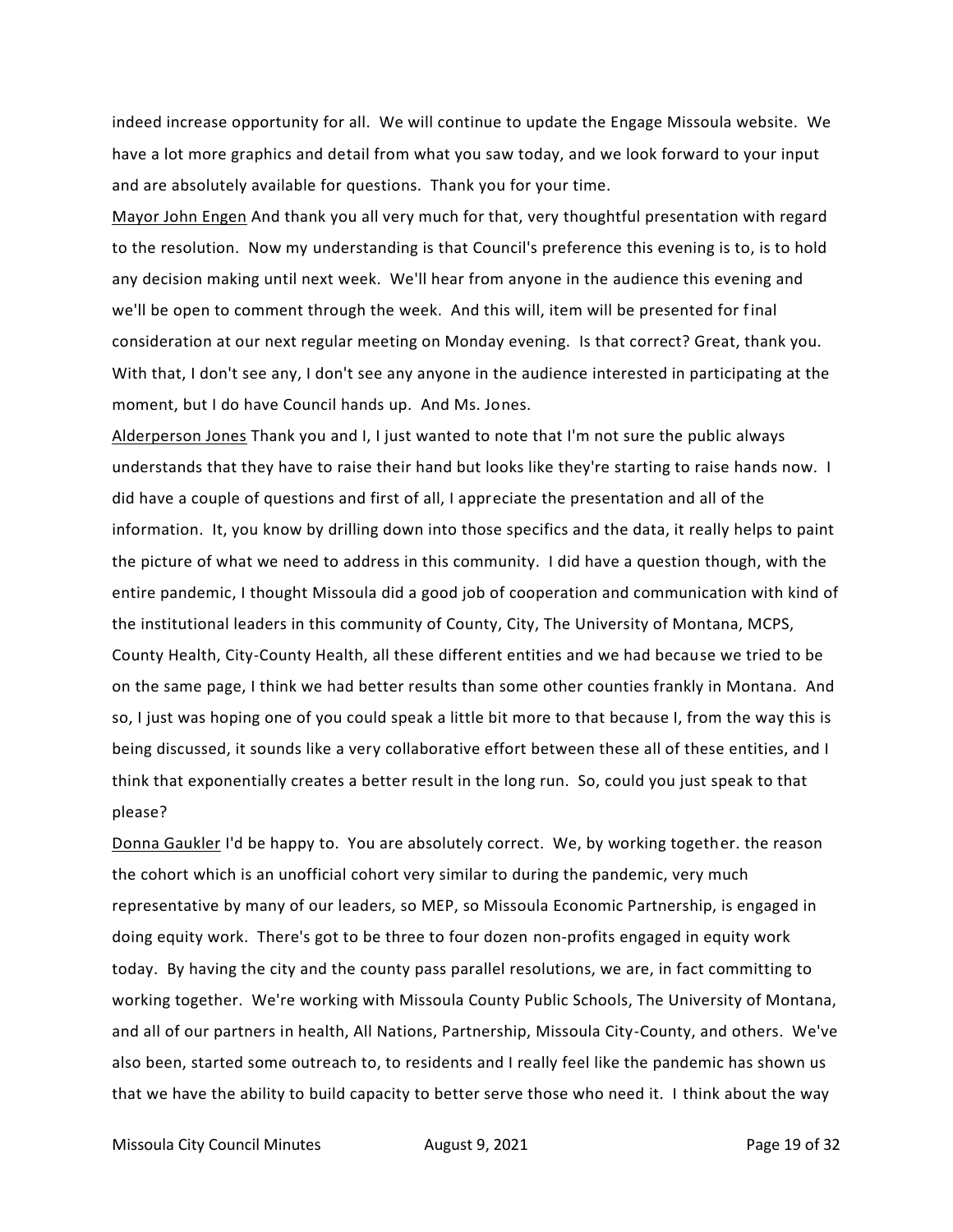indeed increase opportunity for all. We will continue to update the Engage Missoula website. We have a lot more graphics and detail from what you saw today, and we look forward to your input and are absolutely available for questions. Thank you for your time.

Mayor John Engen And thank you all very much for that, very thoughtful presentation with regard to the resolution. Now my understanding is that Council's preference this evening is to, is to hold any decision making until next week. We'll hear from anyone in the audience this evening and we'll be open to comment through the week. And this will, item will be presented for final consideration at our next regular meeting on Monday evening. Is that correct? Great, thank you. With that, I don't see any, I don't see any anyone in the audience interested in participating at the moment, but I do have Council hands up. And Ms. Jones.

Alderperson Jones Thank you and I, I just wanted to note that I'm not sure the public always understands that they have to raise their hand but looks like they're starting to raise hands now. I did have a couple of questions and first of all, I appreciate the presentation and all of the information. It, you know by drilling down into those specifics and the data, it really helps to paint the picture of what we need to address in this community. I did have a question though, with the entire pandemic, I thought Missoula did a good job of cooperation and communication with kind of the institutional leaders in this community of County, City, The University of Montana, MCPS, County Health, City-County Health, all these different entities and we had because we tried to be on the same page, I think we had better results than some other counties frankly in Montana. And so, I just was hoping one of you could speak a little bit more to that because I, from the way this is being discussed, it sounds like a very collaborative effort between these all of these entities, and I think that exponentially creates a better result in the long run. So, could you just speak to that please?

Donna Gaukler I'd be happy to. You are absolutely correct. We, by working together. the reason the cohort which is an unofficial cohort very similar to during the pandemic, very much representative by many of our leaders, so MEP, so Missoula Economic Partnership, is engaged in doing equity work. There's got to be three to four dozen non-profits engaged in equity work today. By having the city and the county pass parallel resolutions, we are, in fact committing to working together. We're working with Missoula County Public Schools, The University of Montana, and all of our partners in health, All Nations, Partnership, Missoula City-County, and others. We've also been, started some outreach to, to residents and I really feel like the pandemic has shown us that we have the ability to build capacity to better serve those who need it. I think about the way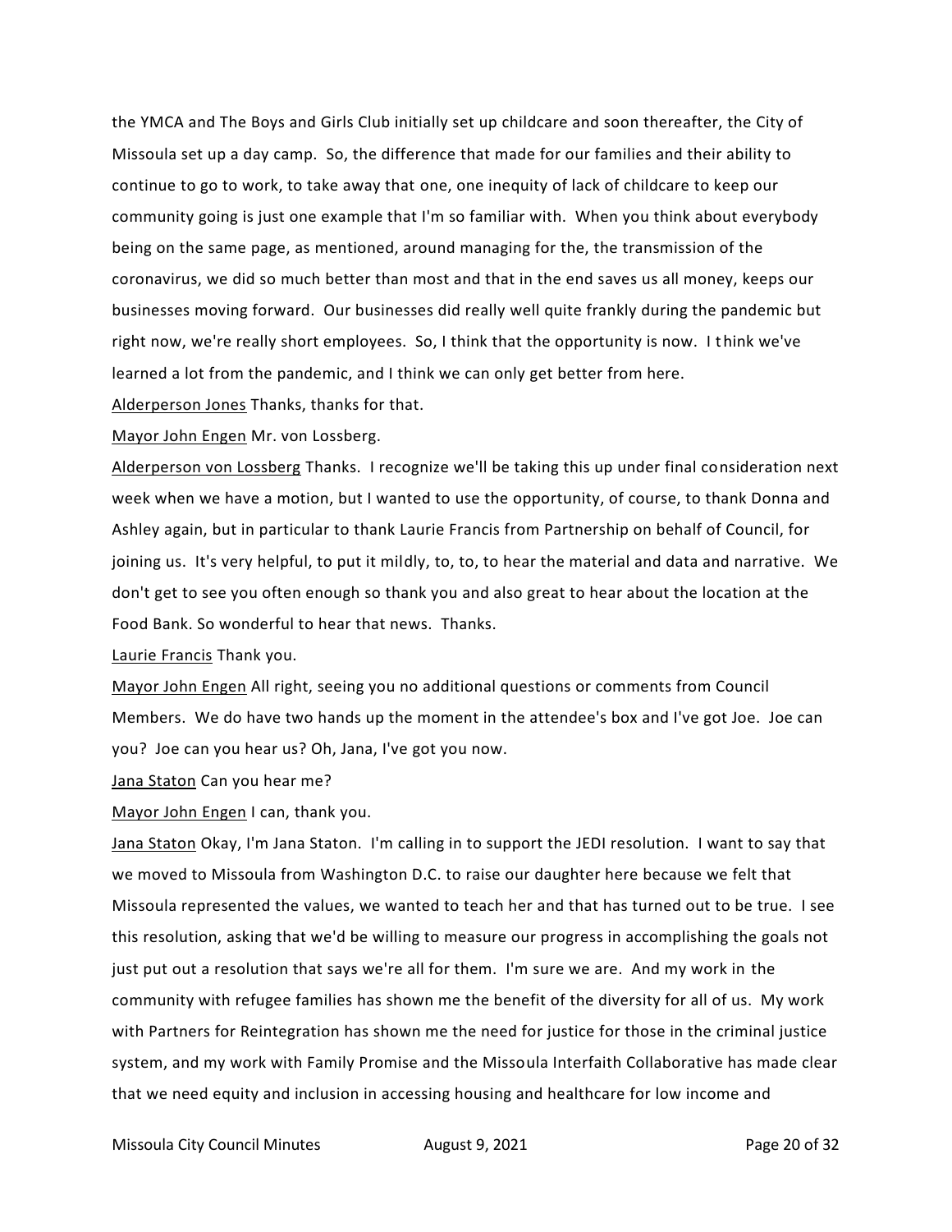the YMCA and The Boys and Girls Club initially set up childcare and soon thereafter, the City of Missoula set up a day camp. So, the difference that made for our families and their ability to continue to go to work, to take away that one, one inequity of lack of childcare to keep our community going is just one example that I'm so familiar with. When you think about everybody being on the same page, as mentioned, around managing for the, the transmission of the coronavirus, we did so much better than most and that in the end saves us all money, keeps our businesses moving forward. Our businesses did really well quite frankly during the pandemic but right now, we're really short employees. So, I think that the opportunity is now. I think we've learned a lot from the pandemic, and I think we can only get better from here.

Alderperson Jones Thanks, thanks for that.

Mayor John Engen Mr. von Lossberg.

Alderperson von Lossberg Thanks. I recognize we'll be taking this up under final consideration next week when we have a motion, but I wanted to use the opportunity, of course, to thank Donna and Ashley again, but in particular to thank Laurie Francis from Partnership on behalf of Council, for joining us. It's very helpful, to put it mildly, to, to, to hear the material and data and narrative. We don't get to see you often enough so thank you and also great to hear about the location at the Food Bank. So wonderful to hear that news. Thanks.

Laurie Francis Thank you.

Mayor John Engen All right, seeing you no additional questions or comments from Council Members. We do have two hands up the moment in the attendee's box and I've got Joe. Joe can you? Joe can you hear us? Oh, Jana, I've got you now.

Jana Staton Can you hear me?

Mayor John Engen I can, thank you.

Jana Staton Okay, I'm Jana Staton. I'm calling in to support the JEDI resolution. I want to say that we moved to Missoula from Washington D.C. to raise our daughter here because we felt that Missoula represented the values, we wanted to teach her and that has turned out to be true. I see this resolution, asking that we'd be willing to measure our progress in accomplishing the goals not just put out a resolution that says we're all for them. I'm sure we are. And my work in the community with refugee families has shown me the benefit of the diversity for all of us. My work with Partners for Reintegration has shown me the need for justice for those in the criminal justice system, and my work with Family Promise and the Missoula Interfaith Collaborative has made clear that we need equity and inclusion in accessing housing and healthcare for low income and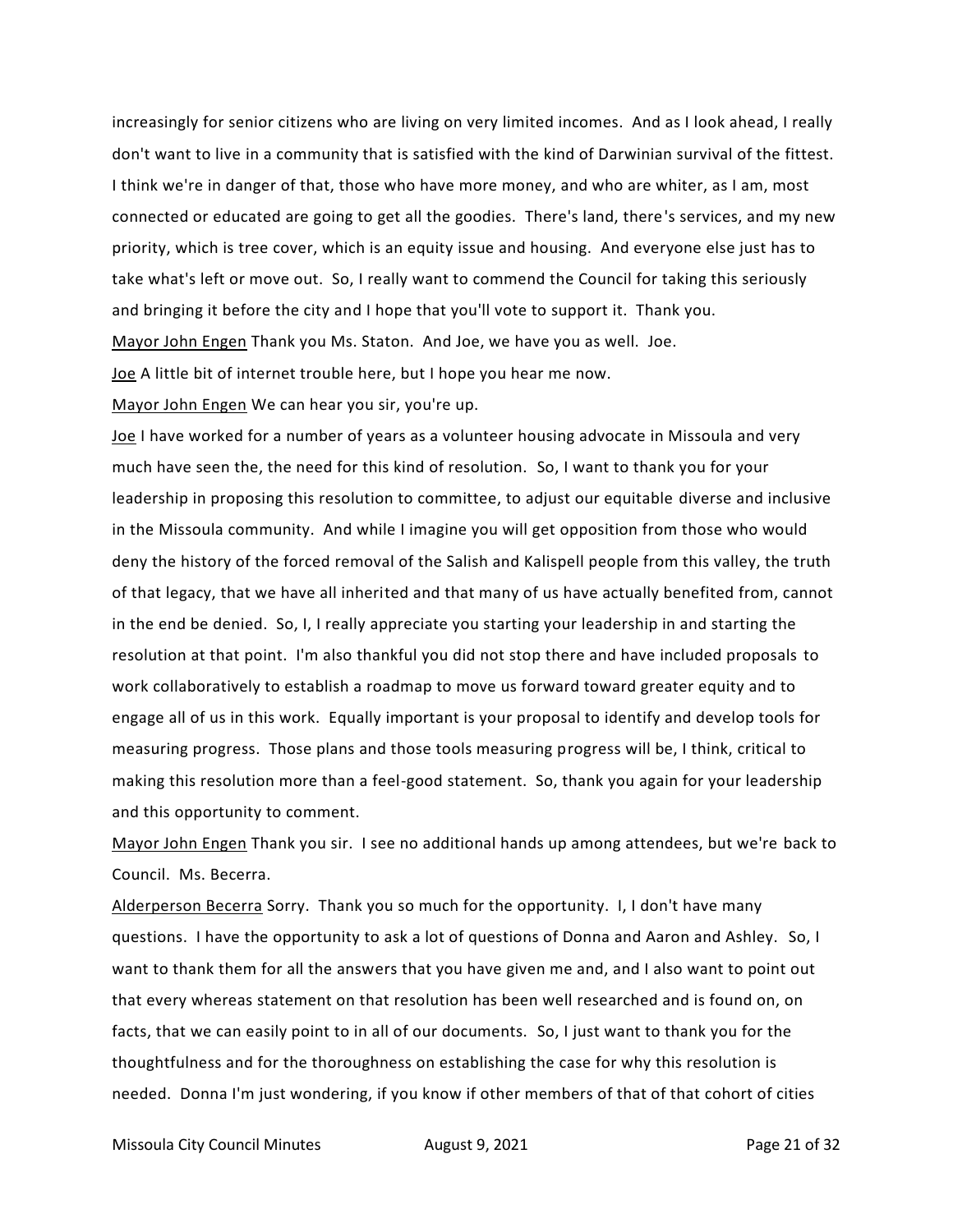increasingly for senior citizens who are living on very limited incomes. And as I look ahead, I really don't want to live in a community that is satisfied with the kind of Darwinian survival of the fittest. I think we're in danger of that, those who have more money, and who are whiter, as I am, most connected or educated are going to get all the goodies. There's land, there's services, and my new priority, which is tree cover, which is an equity issue and housing. And everyone else just has to take what's left or move out. So, I really want to commend the Council for taking this seriously and bringing it before the city and I hope that you'll vote to support it. Thank you.

Mayor John Engen Thank you Ms. Staton. And Joe, we have you as well. Joe.

Joe A little bit of internet trouble here, but I hope you hear me now.

Mayor John Engen We can hear you sir, you're up.

Joe I have worked for a number of years as a volunteer housing advocate in Missoula and very much have seen the, the need for this kind of resolution. So, I want to thank you for your leadership in proposing this resolution to committee, to adjust our equitable diverse and inclusive in the Missoula community. And while I imagine you will get opposition from those who would deny the history of the forced removal of the Salish and Kalispell people from this valley, the truth of that legacy, that we have all inherited and that many of us have actually benefited from, cannot in the end be denied. So, I, I really appreciate you starting your leadership in and starting the resolution at that point. I'm also thankful you did not stop there and have included proposals to work collaboratively to establish a roadmap to move us forward toward greater equity and to engage all of us in this work. Equally important is your proposal to identify and develop tools for measuring progress. Those plans and those tools measuring progress will be, I think, critical to making this resolution more than a feel-good statement. So, thank you again for your leadership and this opportunity to comment.

Mayor John Engen Thank you sir. I see no additional hands up among attendees, but we're back to Council. Ms. Becerra.

Alderperson Becerra Sorry. Thank you so much for the opportunity. I, I don't have many questions. I have the opportunity to ask a lot of questions of Donna and Aaron and Ashley. So, I want to thank them for all the answers that you have given me and, and I also want to point out that every whereas statement on that resolution has been well researched and is found on, on facts, that we can easily point to in all of our documents. So, I just want to thank you for the thoughtfulness and for the thoroughness on establishing the case for why this resolution is needed. Donna I'm just wondering, if you know if other members of that of that cohort of cities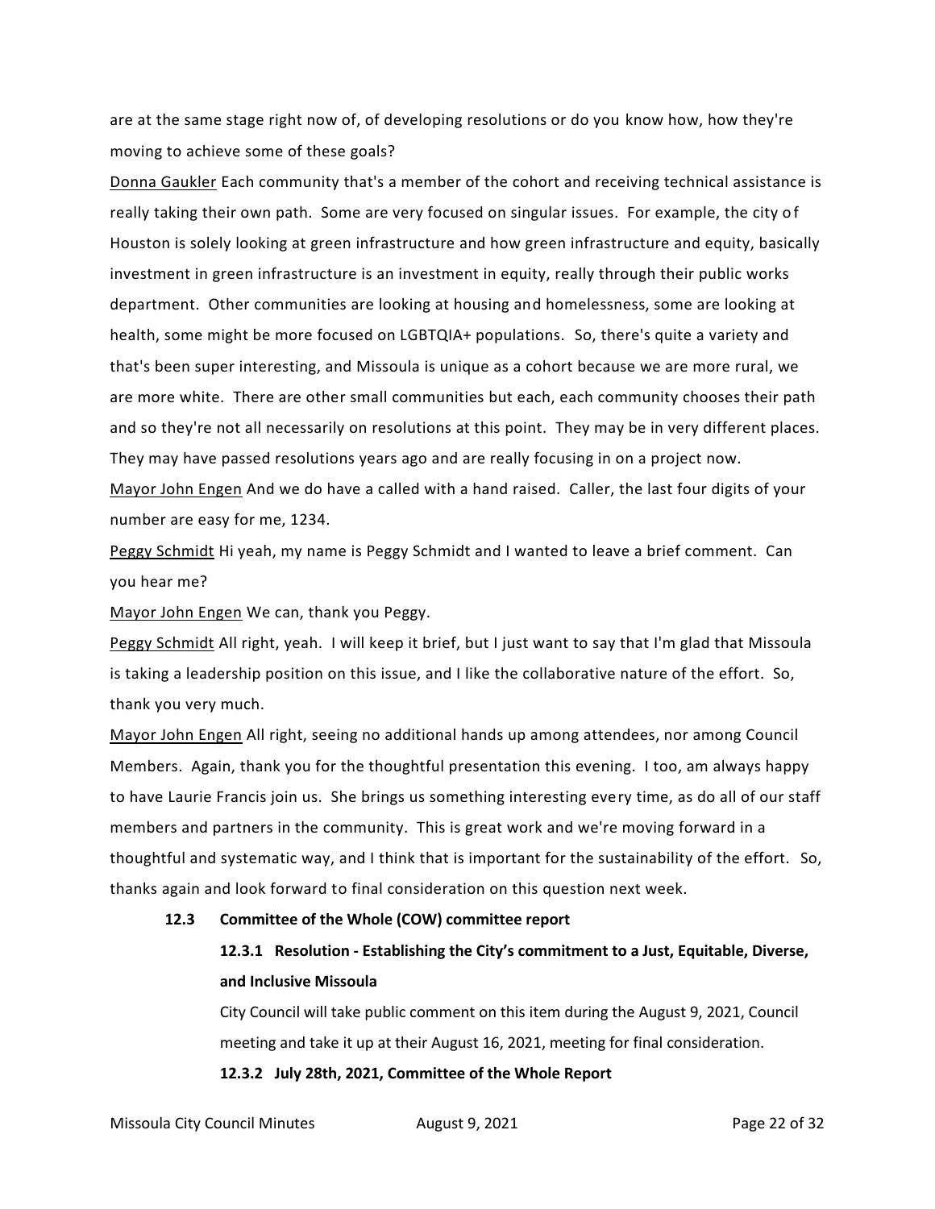are at the same stage right now of, of developing resolutions or do you know how, how they're moving to achieve some of these goals?

Donna Gaukler Each community that's a member of the cohort and receiving technical assistance is really taking their own path. Some are very focused on singular issues. For example, the city of Houston is solely looking at green infrastructure and how green infrastructure and equity, basically investment in green infrastructure is an investment in equity, really through their public works department. Other communities are looking at housing and homelessness, some are looking at health, some might be more focused on LGBTQIA+ populations. So, there's quite a variety and that's been super interesting, and Missoula is unique as a cohort because we are more rural, we are more white. There are other small communities but each, each community chooses their path and so they're not all necessarily on resolutions at this point. They may be in very different places. They may have passed resolutions years ago and are really focusing in on a project now.

Mayor John Engen And we do have a called with a hand raised. Caller, the last four digits of your number are easy for me, 1234.

Peggy Schmidt Hi yeah, my name is Peggy Schmidt and I wanted to leave a brief comment. Can you hear me?

Mayor John Engen We can, thank you Peggy.

Peggy Schmidt All right, yeah. I will keep it brief, but I just want to say that I'm glad that Missoula is taking a leadership position on this issue, and I like the collaborative nature of the effort. So, thank you very much.

Mayor John Engen All right, seeing no additional hands up among attendees, nor among Council Members. Again, thank you for the thoughtful presentation this evening. I too, am always happy to have Laurie Francis join us. She brings us something interesting every time, as do all of our staff members and partners in the community. This is great work and we're moving forward in a thoughtful and systematic way, and I think that is important for the sustainability of the effort. So, thanks again and look forward to final consideration on this question next week.

### 12.3 Committee of the Whole (COW) committee report

#### 12.3.1 Resolution - Establishing the City's commitment to a Just, Equitable, Diverse, and Inclusive Missoula

City Council will take public comment on this item during the August 9, 2021, Council meeting and take it up at their August 16, 2021, meeting for final consideration.

#### 12.3.2 July 28th, 2021, Committee of the Whole Report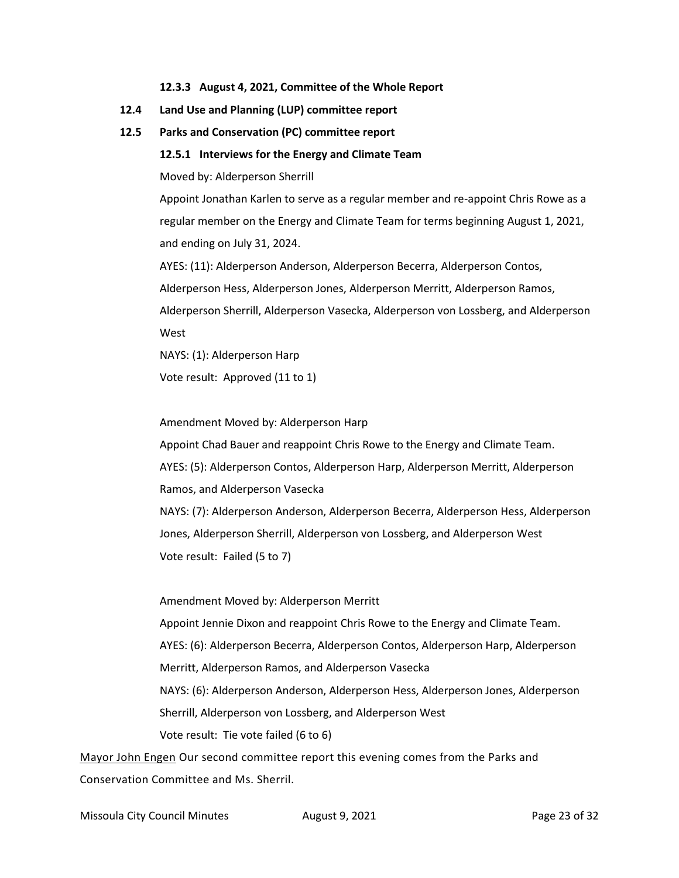#### 12.3.3 August 4, 2021, Committee of the Whole Report

### 12.4 Land Use and Planning (LUP) committee report

### 12.5 Parks and Conservation (PC) committee report

#### 12.5.1 Interviews for the Energy and Climate Team

Moved by: Alderperson Sherrill

Appoint Jonathan Karlen to serve as a regular member and re-appoint Chris Rowe as a regular member on the Energy and Climate Team for terms beginning August 1, 2021, and ending on July 31, 2024.

AYES: (11): Alderperson Anderson, Alderperson Becerra, Alderperson Contos, Alderperson Hess, Alderperson Jones, Alderperson Merritt, Alderperson Ramos, Alderperson Sherrill, Alderperson Vasecka, Alderperson von Lossberg, and Alderperson West

NAYS: (1): Alderperson Harp

Vote result: Approved (11 to 1)

Amendment Moved by: Alderperson Harp

Appoint Chad Bauer and reappoint Chris Rowe to the Energy and Climate Team.

AYES: (5): Alderperson Contos, Alderperson Harp, Alderperson Merritt, Alderperson Ramos, and Alderperson Vasecka

NAYS: (7): Alderperson Anderson, Alderperson Becerra, Alderperson Hess, Alderperson Jones, Alderperson Sherrill, Alderperson von Lossberg, and Alderperson West

Vote result: Failed (5 to 7)

Amendment Moved by: Alderperson Merritt

Appoint Jennie Dixon and reappoint Chris Rowe to the Energy and Climate Team.

AYES: (6): Alderperson Becerra, Alderperson Contos, Alderperson Harp, Alderperson Merritt, Alderperson Ramos, and Alderperson Vasecka

NAYS: (6): Alderperson Anderson, Alderperson Hess, Alderperson Jones, Alderperson Sherrill, Alderperson von Lossberg, and Alderperson West

Vote result: Tie vote failed (6 to 6)

Mayor John Engen Our second committee report this evening comes from the Parks and Conservation Committee and Ms. Sherril.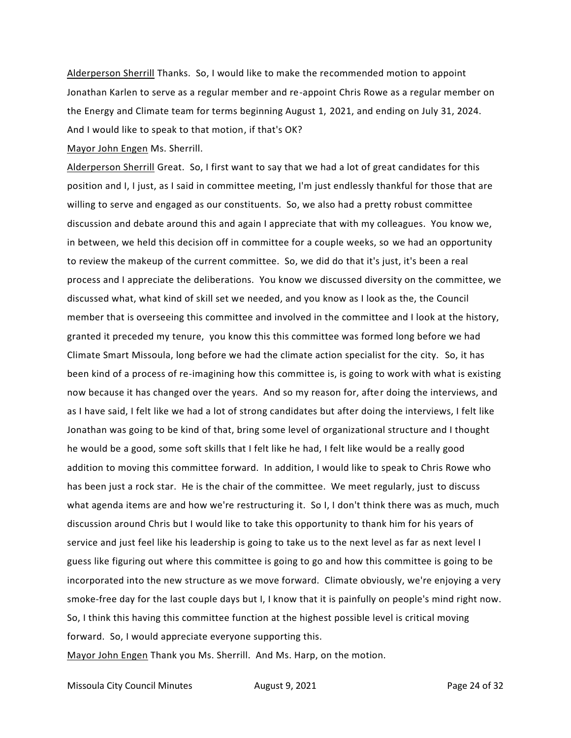Alderperson Sherrill Thanks. So, I would like to make the recommended motion to appoint Jonathan Karlen to serve as a regular member and re-appoint Chris Rowe as a regular member on the Energy and Climate team for terms beginning August 1, 2021, and ending on July 31, 2024. And I would like to speak to that motion, if that's OK?

Mayor John Engen Ms. Sherrill.

Alderperson Sherrill Great. So, I first want to say that we had a lot of great candidates for this position and I, I just, as I said in committee meeting, I'm just endlessly thankful for those that are willing to serve and engaged as our constituents. So, we also had a pretty robust committee discussion and debate around this and again I appreciate that with my colleagues. You know we, in between, we held this decision off in committee for a couple weeks, so we had an opportunity to review the makeup of the current committee. So, we did do that it's just, it's been a real process and I appreciate the deliberations. You know we discussed diversity on the committee, we discussed what, what kind of skill set we needed, and you know as I look as the, the Council member that is overseeing this committee and involved in the committee and I look at the history, granted it preceded my tenure, you know this this committee was formed long before we had Climate Smart Missoula, long before we had the climate action specialist for the city. So, it has been kind of a process of re-imagining how this committee is, is going to work with what is existing now because it has changed over the years. And so my reason for, after doing the interviews, and as I have said, I felt like we had a lot of strong candidates but after doing the interviews, I felt like Jonathan was going to be kind of that, bring some level of organizational structure and I thought he would be a good, some soft skills that I felt like he had, I felt like would be a really good addition to moving this committee forward. In addition, I would like to speak to Chris Rowe who has been just a rock star. He is the chair of the committee. We meet regularly, just to discuss what agenda items are and how we're restructuring it. So I, I don't think there was as much, much discussion around Chris but I would like to take this opportunity to thank him for his years of service and just feel like his leadership is going to take us to the next level as far as next level I guess like figuring out where this committee is going to go and how this committee is going to be incorporated into the new structure as we move forward. Climate obviously, we're enjoying a very smoke-free day for the last couple days but I, I know that it is painfully on people's mind right now. So, I think this having this committee function at the highest possible level is critical moving forward. So, I would appreciate everyone supporting this.

Mayor John Engen Thank you Ms. Sherrill. And Ms. Harp, on the motion.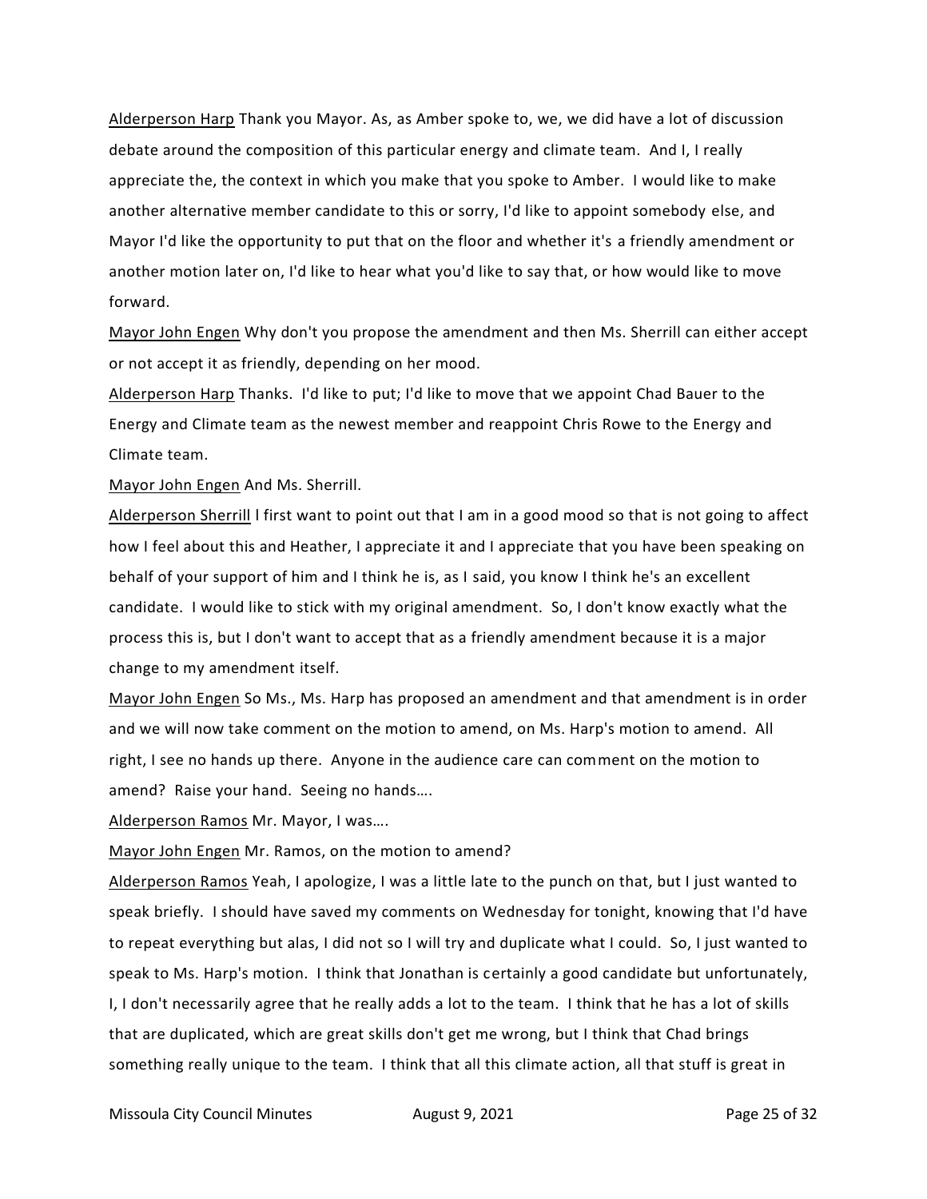Alderperson Harp Thank you Mayor. As, as Amber spoke to, we, we did have a lot of discussion debate around the composition of this particular energy and climate team. And I, I really appreciate the, the context in which you make that you spoke to Amber. I would like to make another alternative member candidate to this or sorry, I'd like to appoint somebody else, and Mayor I'd like the opportunity to put that on the floor and whether it's a friendly amendment or another motion later on, I'd like to hear what you'd like to say that, or how would like to move forward.

Mayor John Engen Why don't you propose the amendment and then Ms. Sherrill can either accept or not accept it as friendly, depending on her mood.

Alderperson Harp Thanks. I'd like to put; I'd like to move that we appoint Chad Bauer to the Energy and Climate team as the newest member and reappoint Chris Rowe to the Energy and Climate team.

Mayor John Engen And Ms. Sherrill.

Alderperson Sherrill I first want to point out that I am in a good mood so that is not going to affect how I feel about this and Heather, I appreciate it and I appreciate that you have been speaking on behalf of your support of him and I think he is, as I said, you know I think he's an excellent candidate. I would like to stick with my original amendment. So, I don't know exactly what the process this is, but I don't want to accept that as a friendly amendment because it is a major change to my amendment itself.

Mayor John Engen So Ms., Ms. Harp has proposed an amendment and that amendment is in order and we will now take comment on the motion to amend, on Ms. Harp's motion to amend. All right, I see no hands up there. Anyone in the audience care can comment on the motion to amend? Raise your hand. Seeing no hands….

Alderperson Ramos Mr. Mayor, I was….

Mayor John Engen Mr. Ramos, on the motion to amend?

Alderperson Ramos Yeah, I apologize, I was a little late to the punch on that, but I just wanted to speak briefly. I should have saved my comments on Wednesday for tonight, knowing that I'd have to repeat everything but alas, I did not so I will try and duplicate what I could. So, I just wanted to speak to Ms. Harp's motion. I think that Jonathan is certainly a good candidate but unfortunately, I, I don't necessarily agree that he really adds a lot to the team. I think that he has a lot of skills that are duplicated, which are great skills don't get me wrong, but I think that Chad brings something really unique to the team. I think that all this climate action, all that stuff is great in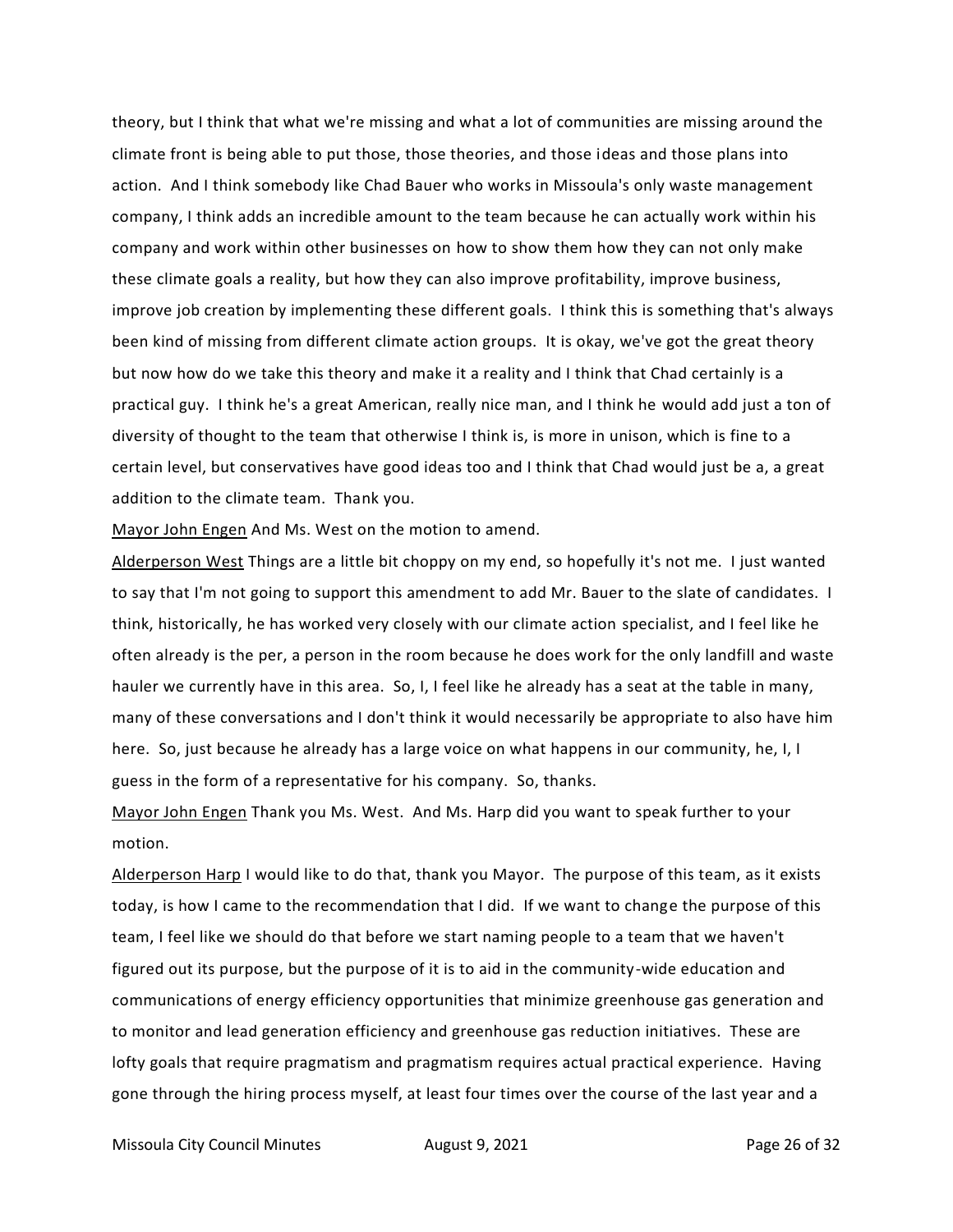theory, but I think that what we're missing and what a lot of communities are missing around the climate front is being able to put those, those theories, and those ideas and those plans into action. And I think somebody like Chad Bauer who works in Missoula's only waste management company, I think adds an incredible amount to the team because he can actually work within his company and work within other businesses on how to show them how they can not only make these climate goals a reality, but how they can also improve profitability, improve business, improve job creation by implementing these different goals. I think this is something that's always been kind of missing from different climate action groups. It is okay, we've got the great theory but now how do we take this theory and make it a reality and I think that Chad certainly is a practical guy. I think he's a great American, really nice man, and I think he would add just a ton of diversity of thought to the team that otherwise I think is, is more in unison, which is fine to a certain level, but conservatives have good ideas too and I think that Chad would just be a, a great addition to the climate team. Thank you.

Mayor John Engen And Ms. West on the motion to amend.

Alderperson West Things are a little bit choppy on my end, so hopefully it's not me. I just wanted to say that I'm not going to support this amendment to add Mr. Bauer to the slate of candidates. I think, historically, he has worked very closely with our climate action specialist, and I feel like he often already is the per, a person in the room because he does work for the only landfill and waste hauler we currently have in this area. So, I, I feel like he already has a seat at the table in many, many of these conversations and I don't think it would necessarily be appropriate to also have him here. So, just because he already has a large voice on what happens in our community, he, I, I guess in the form of a representative for his company. So, thanks.

Mayor John Engen Thank you Ms. West. And Ms. Harp did you want to speak further to your motion.

Alderperson Harp I would like to do that, thank you Mayor. The purpose of this team, as it exists today, is how I came to the recommendation that I did. If we want to change the purpose of this team, I feel like we should do that before we start naming people to a team that we haven't figured out its purpose, but the purpose of it is to aid in the community-wide education and communications of energy efficiency opportunities that minimize greenhouse gas generation and to monitor and lead generation efficiency and greenhouse gas reduction initiatives. These are lofty goals that require pragmatism and pragmatism requires actual practical experience. Having gone through the hiring process myself, at least four times over the course of the last year and a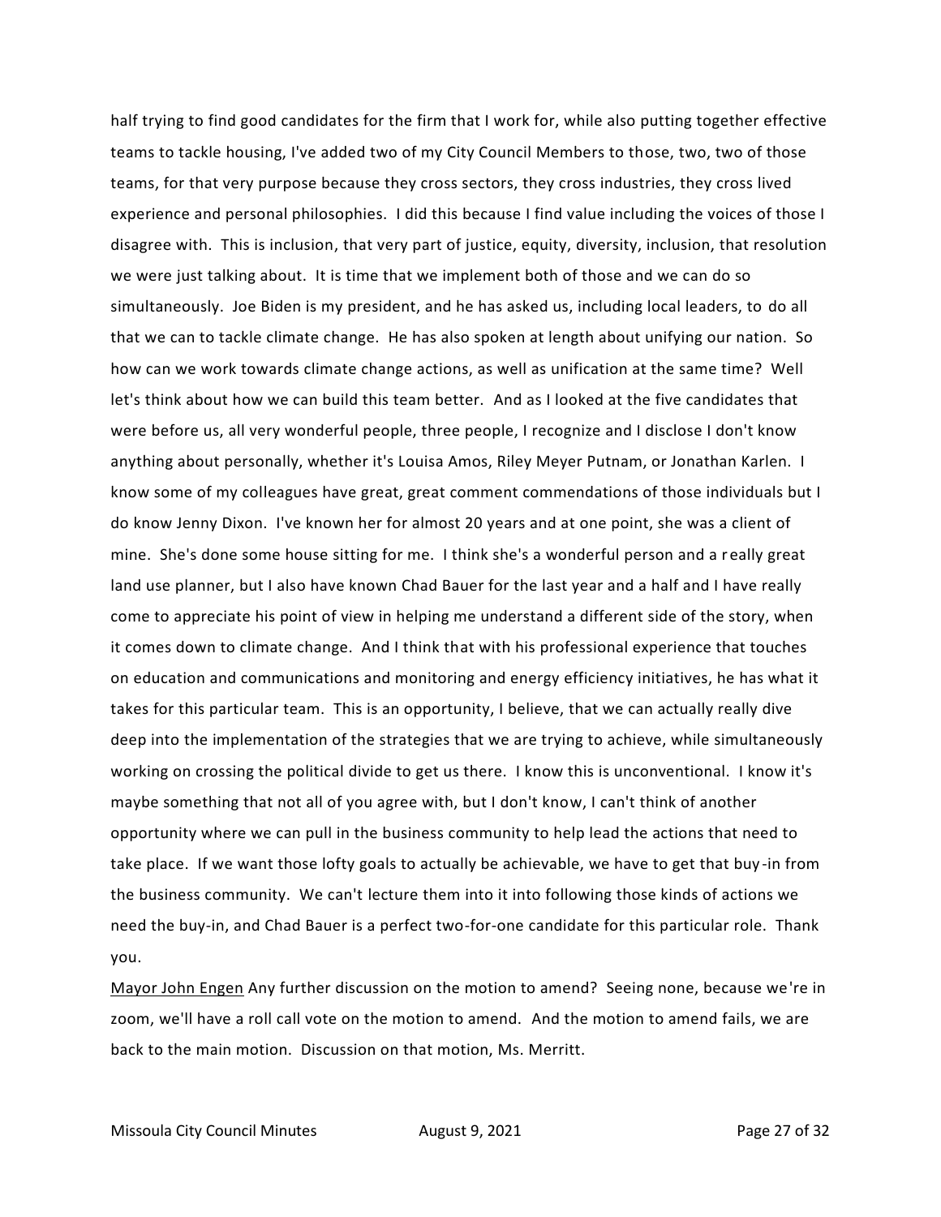half trying to find good candidates for the firm that I work for, while also putting together effective teams to tackle housing, I've added two of my City Council Members to those, two, two of those teams, for that very purpose because they cross sectors, they cross industries, they cross lived experience and personal philosophies. I did this because I find value including the voices of those I disagree with. This is inclusion, that very part of justice, equity, diversity, inclusion, that resolution we were just talking about. It is time that we implement both of those and we can do so simultaneously. Joe Biden is my president, and he has asked us, including local leaders, to do all that we can to tackle climate change. He has also spoken at length about unifying our nation. So how can we work towards climate change actions, as well as unification at the same time? Well let's think about how we can build this team better. And as I looked at the five candidates that were before us, all very wonderful people, three people, I recognize and I disclose I don't know anything about personally, whether it's Louisa Amos, Riley Meyer Putnam, or Jonathan Karlen. I know some of my colleagues have great, great comment commendations of those individuals but I do know Jenny Dixon. I've known her for almost 20 years and at one point, she was a client of mine. She's done some house sitting for me. I think she's a wonderful person and a really great land use planner, but I also have known Chad Bauer for the last year and a half and I have really come to appreciate his point of view in helping me understand a different side of the story, when it comes down to climate change. And I think that with his professional experience that touches on education and communications and monitoring and energy efficiency initiatives, he has what it takes for this particular team. This is an opportunity, I believe, that we can actually really dive deep into the implementation of the strategies that we are trying to achieve, while simultaneously working on crossing the political divide to get us there. I know this is unconventional. I know it's maybe something that not all of you agree with, but I don't know, I can't think of another opportunity where we can pull in the business community to help lead the actions that need to take place. If we want those lofty goals to actually be achievable, we have to get that buy-in from the business community. We can't lecture them into it into following those kinds of actions we need the buy-in, and Chad Bauer is a perfect two-for-one candidate for this particular role. Thank you.

Mayor John Engen Any further discussion on the motion to amend? Seeing none, because we're in zoom, we'll have a roll call vote on the motion to amend. And the motion to amend fails, we are back to the main motion. Discussion on that motion, Ms. Merritt.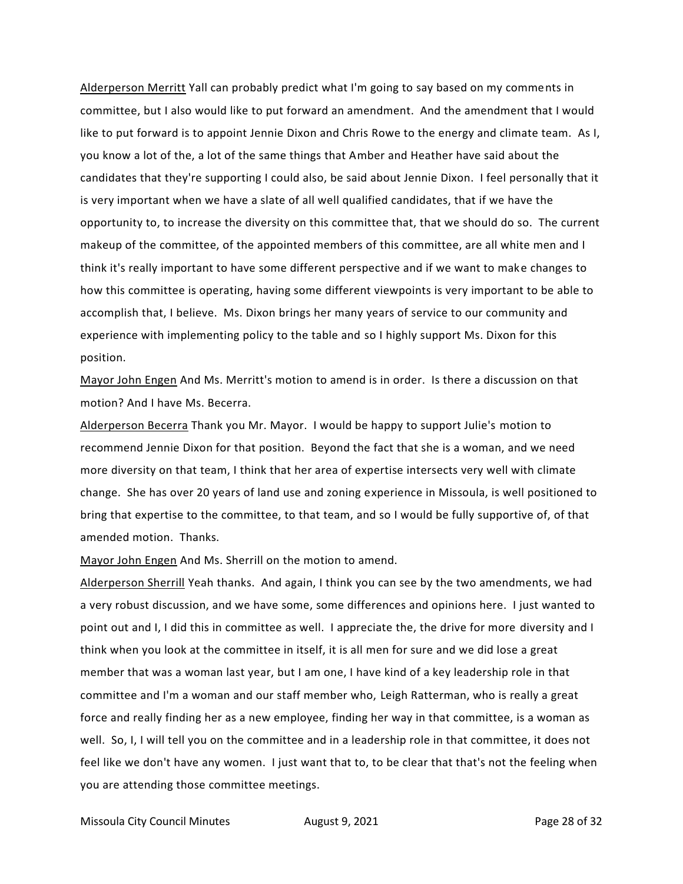Alderperson Merritt Yall can probably predict what I'm going to say based on my comments in committee, but I also would like to put forward an amendment. And the amendment that I would like to put forward is to appoint Jennie Dixon and Chris Rowe to the energy and climate team. As I, you know a lot of the, a lot of the same things that Amber and Heather have said about the candidates that they're supporting I could also, be said about Jennie Dixon. I feel personally that it is very important when we have a slate of all well qualified candidates, that if we have the opportunity to, to increase the diversity on this committee that, that we should do so. The current makeup of the committee, of the appointed members of this committee, are all white men and I think it's really important to have some different perspective and if we want to make changes to how this committee is operating, having some different viewpoints is very important to be able to accomplish that, I believe. Ms. Dixon brings her many years of service to our community and experience with implementing policy to the table and so I highly support Ms. Dixon for this position.

Mayor John Engen And Ms. Merritt's motion to amend is in order. Is there a discussion on that motion? And I have Ms. Becerra.

Alderperson Becerra Thank you Mr. Mayor. I would be happy to support Julie's motion to recommend Jennie Dixon for that position. Beyond the fact that she is a woman, and we need more diversity on that team, I think that her area of expertise intersects very well with climate change. She has over 20 years of land use and zoning experience in Missoula, is well positioned to bring that expertise to the committee, to that team, and so I would be fully supportive of, of that amended motion. Thanks.

Mayor John Engen And Ms. Sherrill on the motion to amend.

Alderperson Sherrill Yeah thanks. And again, I think you can see by the two amendments, we had a very robust discussion, and we have some, some differences and opinions here. I just wanted to point out and I, I did this in committee as well. I appreciate the, the drive for more diversity and I think when you look at the committee in itself, it is all men for sure and we did lose a great member that was a woman last year, but I am one, I have kind of a key leadership role in that committee and I'm a woman and our staff member who, Leigh Ratterman, who is really a great force and really finding her as a new employee, finding her way in that committee, is a woman as well. So, I, I will tell you on the committee and in a leadership role in that committee, it does not feel like we don't have any women. I just want that to, to be clear that that's not the feeling when you are attending those committee meetings.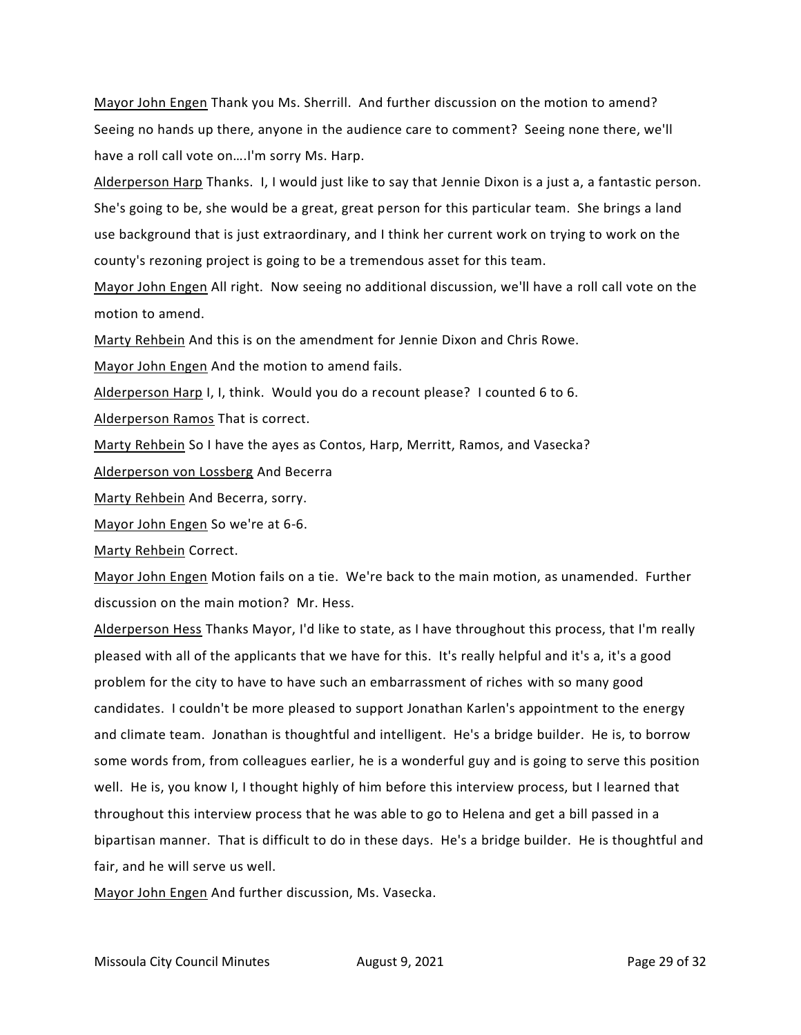Mayor John Engen Thank you Ms. Sherrill. And further discussion on the motion to amend? Seeing no hands up there, anyone in the audience care to comment? Seeing none there, we'll have a roll call vote on….I'm sorry Ms. Harp.

Alderperson Harp Thanks. I, I would just like to say that Jennie Dixon is a just a, a fantastic person. She's going to be, she would be a great, great person for this particular team. She brings a land use background that is just extraordinary, and I think her current work on trying to work on the county's rezoning project is going to be a tremendous asset for this team.

Mayor John Engen All right. Now seeing no additional discussion, we'll have a roll call vote on the motion to amend.

Marty Rehbein And this is on the amendment for Jennie Dixon and Chris Rowe.

Mayor John Engen And the motion to amend fails.

Alderperson Harp I, I, think. Would you do a recount please? I counted 6 to 6.

Alderperson Ramos That is correct.

Marty Rehbein So I have the ayes as Contos, Harp, Merritt, Ramos, and Vasecka?

Alderperson von Lossberg And Becerra

Marty Rehbein And Becerra, sorry.

Mayor John Engen So we're at 6-6.

Marty Rehbein Correct.

Mayor John Engen Motion fails on a tie. We're back to the main motion, as unamended. Further discussion on the main motion? Mr. Hess.

Alderperson Hess Thanks Mayor, I'd like to state, as I have throughout this process, that I'm really pleased with all of the applicants that we have for this. It's really helpful and it's a, it's a good problem for the city to have to have such an embarrassment of riches with so many good candidates. I couldn't be more pleased to support Jonathan Karlen's appointment to the energy and climate team. Jonathan is thoughtful and intelligent. He's a bridge builder. He is, to borrow some words from, from colleagues earlier, he is a wonderful guy and is going to serve this position well. He is, you know I, I thought highly of him before this interview process, but I learned that throughout this interview process that he was able to go to Helena and get a bill passed in a bipartisan manner. That is difficult to do in these days. He's a bridge builder. He is thoughtful and fair, and he will serve us well.

Mayor John Engen And further discussion, Ms. Vasecka.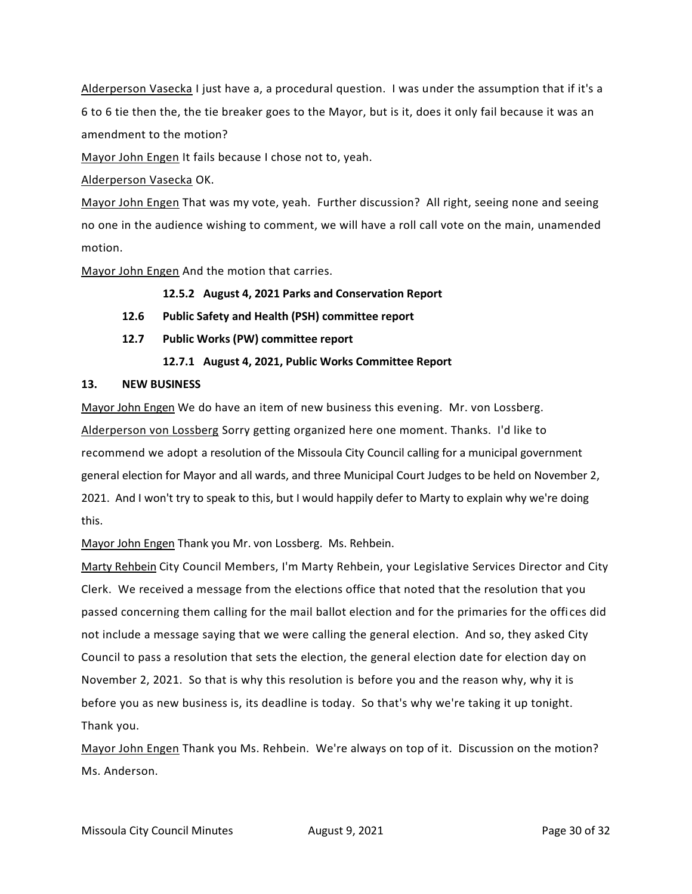Alderperson Vasecka I just have a, a procedural question. I was under the assumption that if it's a 6 to 6 tie then the, the tie breaker goes to the Mayor, but is it, does it only fail because it was an amendment to the motion?

Mayor John Engen It fails because I chose not to, yeah.

Alderperson Vasecka OK.

Mayor John Engen That was my vote, yeah. Further discussion? All right, seeing none and seeing no one in the audience wishing to comment, we will have a roll call vote on the main, unamended motion.

Mayor John Engen And the motion that carries.

**12.5.2 August 4, 2021 Parks and Conservation Report**

**12.6 Public Safety and Health (PSH) committee report**

**12.7 Public Works (PW) committee report**

**12.7.1 August 4, 2021, Public Works Committee Report**

**13. NEW BUSINESS**

Mayor John Engen We do have an item of new business this evening. Mr. von Lossberg.

Alderperson von Lossberg Sorry getting organized here one moment. Thanks. I'd like to recommend we adopt a resolution of the Missoula City Council calling for a municipal government general election for Mayor and all wards, and three Municipal Court Judges to be held on November 2, 2021. And I won't try to speak to this, but I would happily defer to Marty to explain why we're doing this.

Mayor John Engen Thank you Mr. von Lossberg. Ms. Rehbein.

Marty Rehbein City Council Members, I'm Marty Rehbein, your Legislative Services Director and City Clerk. We received a message from the elections office that noted that the resolution that you passed concerning them calling for the mail ballot election and for the primaries for the offices did not include a message saying that we were calling the general election. And so, they asked City Council to pass a resolution that sets the election, the general election date for election day on November 2, 2021. So that is why this resolution is before you and the reason why, why it is before you as new business is, its deadline is today. So that's why we're taking it up tonight. Thank you.

Mayor John Engen Thank you Ms. Rehbein. We're always on top of it. Discussion on the motion? Ms. Anderson.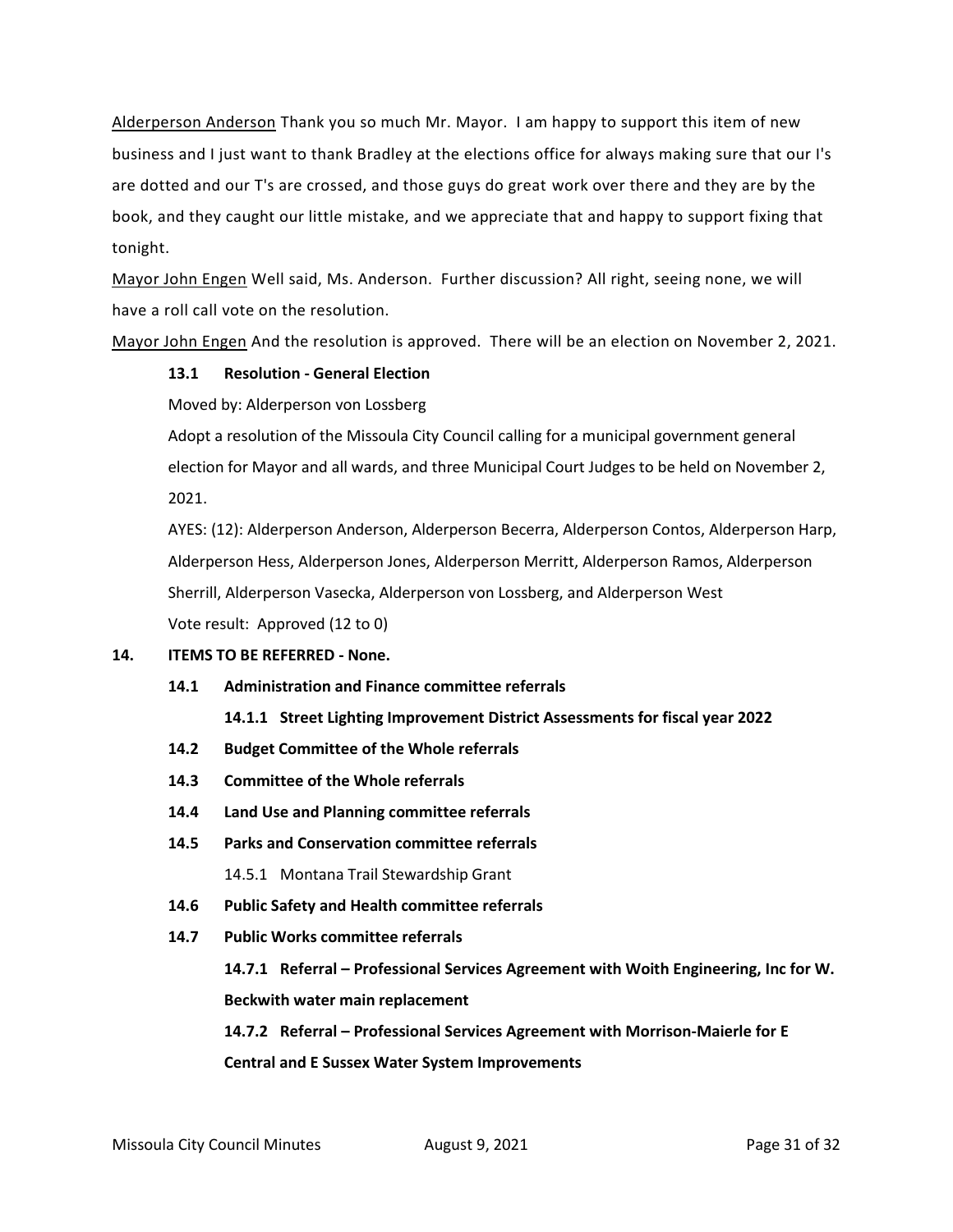Alderperson Anderson Thank you so much Mr. Mayor. I am happy to support this item of new business and I just want to thank Bradley at the elections office for always making sure that our I's are dotted and our T's are crossed, and those guys do great work over there and they are by the book, and they caught our little mistake, and we appreciate that and happy to support fixing that tonight.

Mayor John Engen Well said, Ms. Anderson. Further discussion? All right, seeing none, we will have a roll call vote on the resolution.

Mayor John Engen And the resolution is approved. There will be an election on November 2, 2021.

**13.1 Resolution - General Election**

Moved by: Alderperson von Lossberg

Adopt a resolution of the Missoula City Council calling for a municipal government general election for Mayor and all wards, and three Municipal Court Judges to be held on November 2, 2021.

AYES: (12): Alderperson Anderson, Alderperson Becerra, Alderperson Contos, Alderperson Harp, Alderperson Hess, Alderperson Jones, Alderperson Merritt, Alderperson Ramos, Alderperson Sherrill, Alderperson Vasecka, Alderperson von Lossberg, and Alderperson West

Vote result: Approved (12 to 0)

**14. ITEMS TO BE REFERRED - None.**

**14.1 Administration and Finance committee referrals**

**14.1.1 Street Lighting Improvement District Assessments for fiscal year 2022**

**14.2 Budget Committee of the Whole referrals**

**14.3 Committee of the Whole referrals**

**14.4 Land Use and Planning committee referrals**

**14.5 Parks and Conservation committee referrals**

14.5.1 Montana Trail Stewardship Grant

**14.6 Public Safety and Health committee referrals**

**14.7 Public Works committee referrals**

**14.7.1 Referral – Professional Services Agreement with Woith Engineering, Inc for W. Beckwith water main replacement**

**14.7.2 Referral – Professional Services Agreement with Morrison-Maierle for E Central and E Sussex Water System Improvements**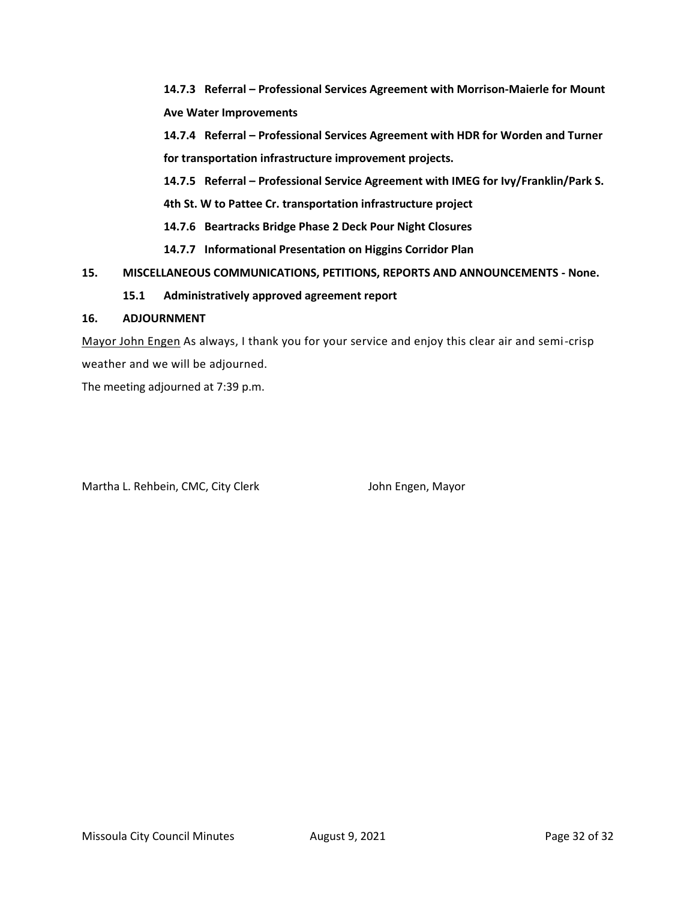**14.7.3 Referral – Professional Services Agreement with Morrison-Maierle for Mount Ave Water Improvements**

**14.7.4 Referral – Professional Services Agreement with HDR for Worden and Turner for transportation infrastructure improvement projects.**

**14.7.5 Referral – Professional Service Agreement with IMEG for Ivy/Franklin/Park S. 4th St. W to Pattee Cr. transportation infrastructure project**

**14.7.6 Beartracks Bridge Phase 2 Deck Pour Night Closures**

**14.7.7 Informational Presentation on Higgins Corridor Plan**

**15. MISCELLANEOUS COMMUNICATIONS, PETITIONS, REPORTS AND ANNOUNCEMENTS - None.**

**15.1 Administratively approved agreement report**

**16. ADJOURNMENT**

Mayor John Engen As always, I thank you for your service and enjoy this clear air and semi-crisp weather and we will be adjourned.

The meeting adjourned at 7:39 p.m.

Martha L. Rehbein, CMC, City Clerk

John Engen, Mayor